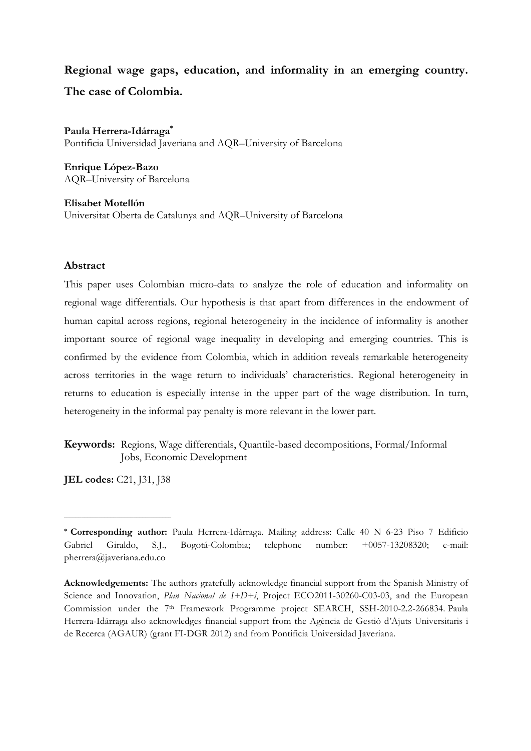# Regional wage gaps, education, and informality in an emerging country. The case of Colombia.

**Paula Herrera-Idárraga**[*]
Pontificia Universidad Javeriana and AQR–University of Barcelona

**Enrique López-Bazo**
AQR–University of Barcelona

**Elisabet Motellón**
Universitat Oberta de Catalunya and AQR–University of Barcelona

## Abstract

This paper uses Colombian micro-data to analyze the role of education and informality on regional wage differentials. Our hypothesis is that apart from differences in the endowment of human capital across regions, regional heterogeneity in the incidence of informality is another important source of regional wage inequality in developing and emerging countries. This is confirmed by the evidence from Colombia, which in addition reveals remarkable heterogeneity across territories in the wage return to individuals' characteristics. Regional heterogeneity in returns to education is especially intense in the upper part of the wage distribution. In turn, heterogeneity in the informal pay penalty is more relevant in the lower part.

**Keywords:** Regions, Wage differentials, Quantile-based decompositions, Formal/Informal Jobs, Economic Development

**JEL codes:** C21, J31, J38

---

[*] **Corresponding author:** Paula Herrera-Idárraga. Mailing address: Calle 40 N 6-23 Piso 7 Edificio Gabriel Giraldo, S.J., Bogotá-Colombia; telephone number: +0057-13208320; e-mail: pherrera@javeriana.edu.co

**Acknowledgements:** The authors gratefully acknowledge financial support from the Spanish Ministry of Science and Innovation, *Plan Nacional de I+D+i*, Project ECO2011-30260-C03-03, and the European Commission under the 7[th] Framework Programme project SEARCH, SSH-2010-2.2-266834. Paula Herrera-Idárraga also acknowledges financial support from the Agència de Gestiò d'Ajuts Universitaris i de Recerca (AGAUR) (grant FI-DGR 2012) and from Pontificia Universidad Javeriana.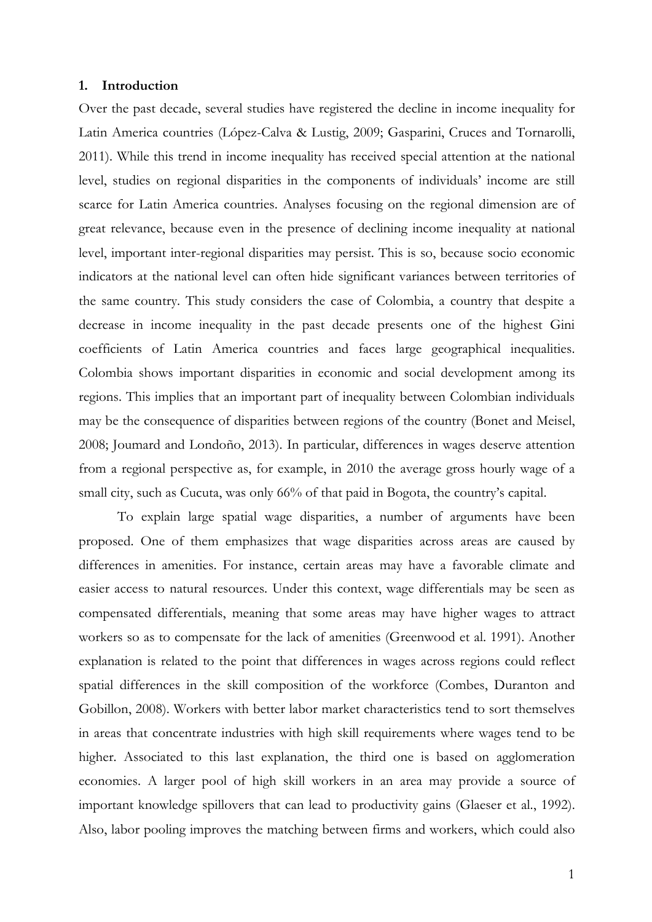## 1. Introduction

Over the past decade, several studies have registered the decline in income inequality for Latin America countries (López-Calva & Lustig, 2009; Gasparini, Cruces and Tornarolli, 2011). While this trend in income inequality has received special attention at the national level, studies on regional disparities in the components of individuals' income are still scarce for Latin America countries. Analyses focusing on the regional dimension are of great relevance, because even in the presence of declining income inequality at national level, important inter-regional disparities may persist. This is so, because socio economic indicators at the national level can often hide significant variances between territories of the same country. This study considers the case of Colombia, a country that despite a decrease in income inequality in the past decade presents one of the highest Gini coefficients of Latin America countries and faces large geographical inequalities. Colombia shows important disparities in economic and social development among its regions. This implies that an important part of inequality between Colombian individuals may be the consequence of disparities between regions of the country (Bonet and Meisel, 2008; Joumard and Londoño, 2013). In particular, differences in wages deserve attention from a regional perspective as, for example, in 2010 the average gross hourly wage of a small city, such as Cucuta, was only 66% of that paid in Bogota, the country's capital.

To explain large spatial wage disparities, a number of arguments have been proposed. One of them emphasizes that wage disparities across areas are caused by differences in amenities. For instance, certain areas may have a favorable climate and easier access to natural resources. Under this context, wage differentials may be seen as compensated differentials, meaning that some areas may have higher wages to attract workers so as to compensate for the lack of amenities (Greenwood et al. 1991). Another explanation is related to the point that differences in wages across regions could reflect spatial differences in the skill composition of the workforce (Combes, Duranton and Gobillon, 2008). Workers with better labor market characteristics tend to sort themselves in areas that concentrate industries with high skill requirements where wages tend to be higher. Associated to this last explanation, the third one is based on agglomeration economies. A larger pool of high skill workers in an area may provide a source of important knowledge spillovers that can lead to productivity gains (Glaeser et al., 1992). Also, labor pooling improves the matching between firms and workers, which could also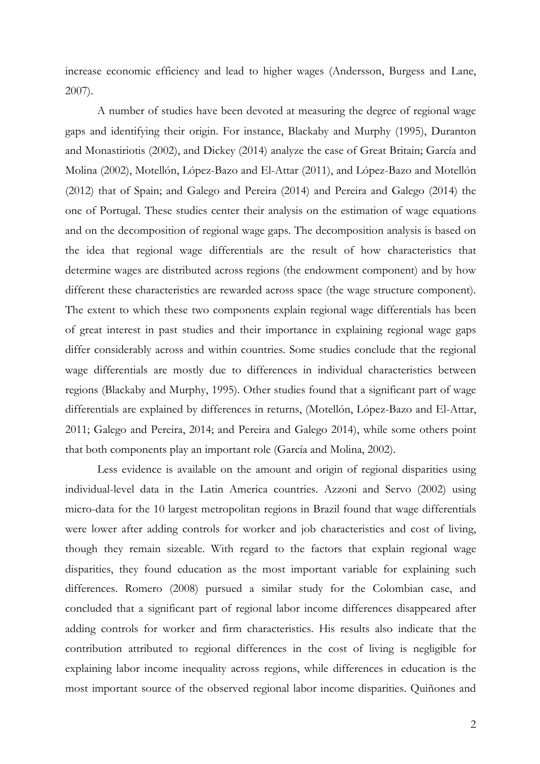increase economic efficiency and lead to higher wages (Andersson, Burgess and Lane, 2007).

A number of studies have been devoted at measuring the degree of regional wage gaps and identifying their origin. For instance, Blackaby and Murphy (1995), Duranton and Monastiriotis (2002), and Dickey (2014) analyze the case of Great Britain; García and Molina (2002), Motellón, López-Bazo and El-Attar (2011), and López-Bazo and Motellón (2012) that of Spain; and Galego and Pereira (2014) and Pereira and Galego (2014) the one of Portugal. These studies center their analysis on the estimation of wage equations and on the decomposition of regional wage gaps. The decomposition analysis is based on the idea that regional wage differentials are the result of how characteristics that determine wages are distributed across regions (the endowment component) and by how different these characteristics are rewarded across space (the wage structure component). The extent to which these two components explain regional wage differentials has been of great interest in past studies and their importance in explaining regional wage gaps differ considerably across and within countries. Some studies conclude that the regional wage differentials are mostly due to differences in individual characteristics between regions (Blackaby and Murphy, 1995). Other studies found that a significant part of wage differentials are explained by differences in returns, (Motellón, López-Bazo and El-Attar, 2011; Galego and Pereira, 2014; and Pereira and Galego 2014), while some others point that both components play an important role (García and Molina, 2002).

Less evidence is available on the amount and origin of regional disparities using individual-level data in the Latin America countries. Azzoni and Servo (2002) using micro-data for the 10 largest metropolitan regions in Brazil found that wage differentials were lower after adding controls for worker and job characteristics and cost of living, though they remain sizeable. With regard to the factors that explain regional wage disparities, they found education as the most important variable for explaining such differences. Romero (2008) pursued a similar study for the Colombian case, and concluded that a significant part of regional labor income differences disappeared after adding controls for worker and firm characteristics. His results also indicate that the contribution attributed to regional differences in the cost of living is negligible for explaining labor income inequality across regions, while differences in education is the most important source of the observed regional labor income disparities. Quiñones and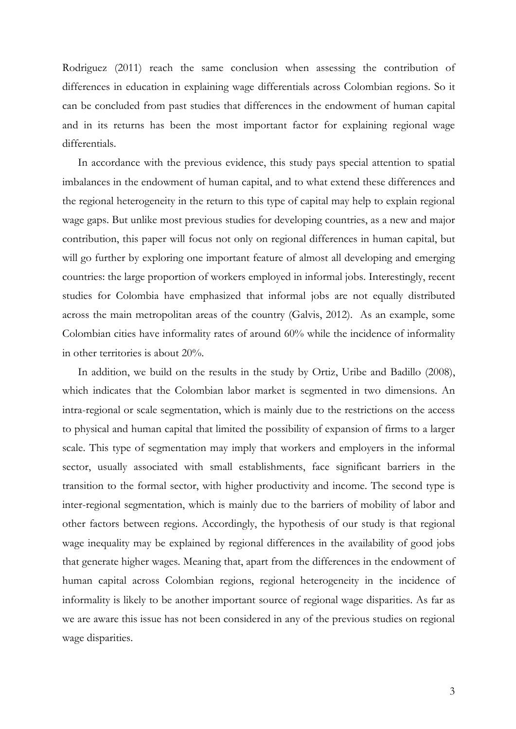Rodriguez (2011) reach the same conclusion when assessing the contribution of differences in education in explaining wage differentials across Colombian regions. So it can be concluded from past studies that differences in the endowment of human capital and in its returns has been the most important factor for explaining regional wage differentials.

In accordance with the previous evidence, this study pays special attention to spatial imbalances in the endowment of human capital, and to what extend these differences and the regional heterogeneity in the return to this type of capital may help to explain regional wage gaps. But unlike most previous studies for developing countries, as a new and major contribution, this paper will focus not only on regional differences in human capital, but will go further by exploring one important feature of almost all developing and emerging countries: the large proportion of workers employed in informal jobs. Interestingly, recent studies for Colombia have emphasized that informal jobs are not equally distributed across the main metropolitan areas of the country (Galvis, 2012). As an example, some Colombian cities have informality rates of around 60% while the incidence of informality in other territories is about 20%.

In addition, we build on the results in the study by Ortiz, Uribe and Badillo (2008), which indicates that the Colombian labor market is segmented in two dimensions. An intra-regional or scale segmentation, which is mainly due to the restrictions on the access to physical and human capital that limited the possibility of expansion of firms to a larger scale. This type of segmentation may imply that workers and employers in the informal sector, usually associated with small establishments, face significant barriers in the transition to the formal sector, with higher productivity and income. The second type is inter-regional segmentation, which is mainly due to the barriers of mobility of labor and other factors between regions. Accordingly, the hypothesis of our study is that regional wage inequality may be explained by regional differences in the availability of good jobs that generate higher wages. Meaning that, apart from the differences in the endowment of human capital across Colombian regions, regional heterogeneity in the incidence of informality is likely to be another important source of regional wage disparities. As far as we are aware this issue has not been considered in any of the previous studies on regional wage disparities.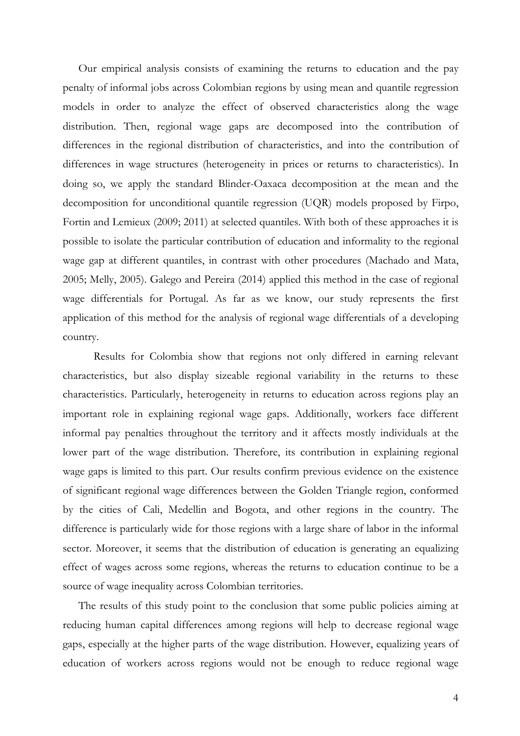Our empirical analysis consists of examining the returns to education and the pay penalty of informal jobs across Colombian regions by using mean and quantile regression models in order to analyze the effect of observed characteristics along the wage distribution. Then, regional wage gaps are decomposed into the contribution of differences in the regional distribution of characteristics, and into the contribution of differences in wage structures (heterogeneity in prices or returns to characteristics). In doing so, we apply the standard Blinder-Oaxaca decomposition at the mean and the decomposition for unconditional quantile regression (UQR) models proposed by Firpo, Fortin and Lemieux (2009; 2011) at selected quantiles. With both of these approaches it is possible to isolate the particular contribution of education and informality to the regional wage gap at different quantiles, in contrast with other procedures (Machado and Mata, 2005; Melly, 2005). Galego and Pereira (2014) applied this method in the case of regional wage differentials for Portugal. As far as we know, our study represents the first application of this method for the analysis of regional wage differentials of a developing country.

Results for Colombia show that regions not only differed in earning relevant characteristics, but also display sizeable regional variability in the returns to these characteristics. Particularly, heterogeneity in returns to education across regions play an important role in explaining regional wage gaps. Additionally, workers face different informal pay penalties throughout the territory and it affects mostly individuals at the lower part of the wage distribution. Therefore, its contribution in explaining regional wage gaps is limited to this part. Our results confirm previous evidence on the existence of significant regional wage differences between the Golden Triangle region, conformed by the cities of Cali, Medellin and Bogota, and other regions in the country. The difference is particularly wide for those regions with a large share of labor in the informal sector. Moreover, it seems that the distribution of education is generating an equalizing effect of wages across some regions, whereas the returns to education continue to be a source of wage inequality across Colombian territories.

The results of this study point to the conclusion that some public policies aiming at reducing human capital differences among regions will help to decrease regional wage gaps, especially at the higher parts of the wage distribution. However, equalizing years of education of workers across regions would not be enough to reduce regional wage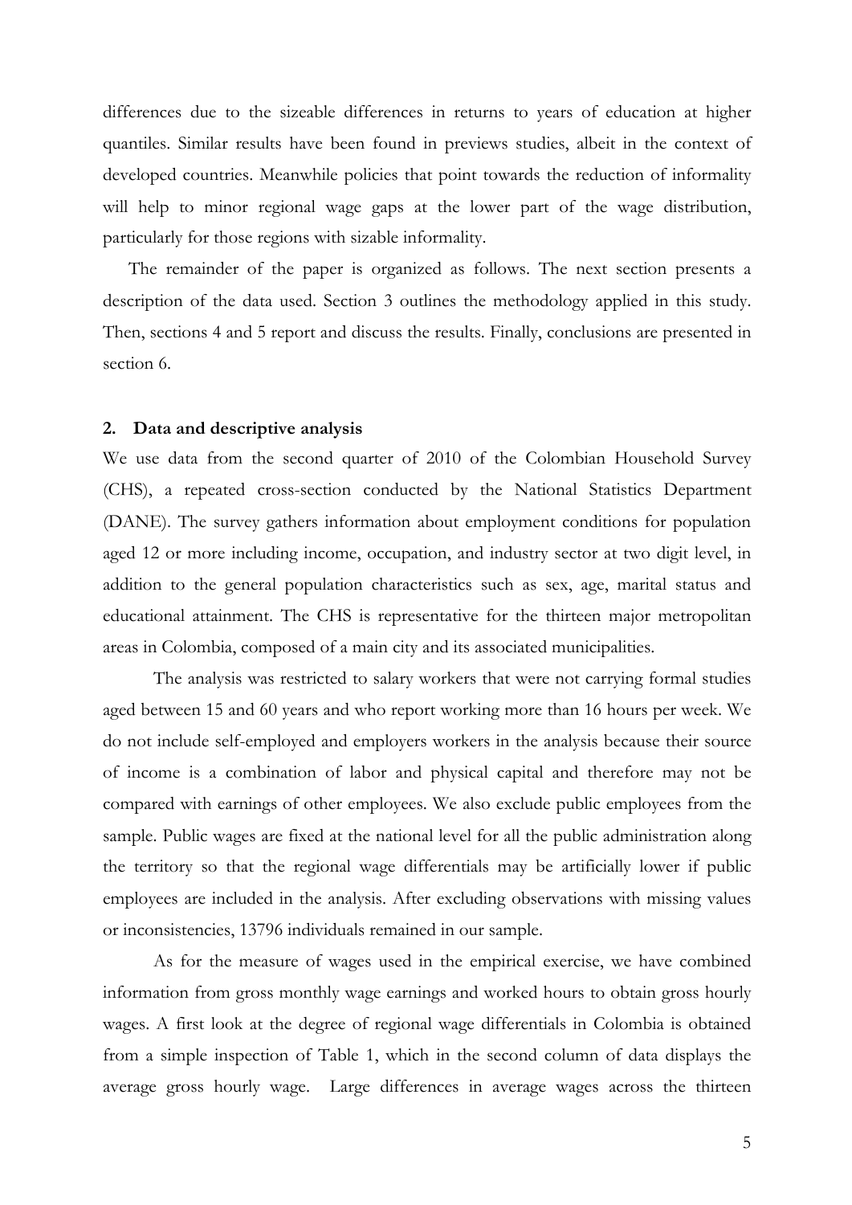differences due to the sizeable differences in returns to years of education at higher quantiles. Similar results have been found in previews studies, albeit in the context of developed countries. Meanwhile policies that point towards the reduction of informality will help to minor regional wage gaps at the lower part of the wage distribution, particularly for those regions with sizable informality.

The remainder of the paper is organized as follows. The next section presents a description of the data used. Section 3 outlines the methodology applied in this study. Then, sections 4 and 5 report and discuss the results. Finally, conclusions are presented in section 6.

## 2. Data and descriptive analysis

We use data from the second quarter of 2010 of the Colombian Household Survey (CHS), a repeated cross-section conducted by the National Statistics Department (DANE). The survey gathers information about employment conditions for population aged 12 or more including income, occupation, and industry sector at two digit level, in addition to the general population characteristics such as sex, age, marital status and educational attainment. The CHS is representative for the thirteen major metropolitan areas in Colombia, composed of a main city and its associated municipalities.

The analysis was restricted to salary workers that were not carrying formal studies aged between 15 and 60 years and who report working more than 16 hours per week. We do not include self-employed and employers workers in the analysis because their source of income is a combination of labor and physical capital and therefore may not be compared with earnings of other employees. We also exclude public employees from the sample. Public wages are fixed at the national level for all the public administration along the territory so that the regional wage differentials may be artificially lower if public employees are included in the analysis. After excluding observations with missing values or inconsistencies, 13796 individuals remained in our sample.

As for the measure of wages used in the empirical exercise, we have combined information from gross monthly wage earnings and worked hours to obtain gross hourly wages. A first look at the degree of regional wage differentials in Colombia is obtained from a simple inspection of Table 1, which in the second column of data displays the average gross hourly wage. Large differences in average wages across the thirteen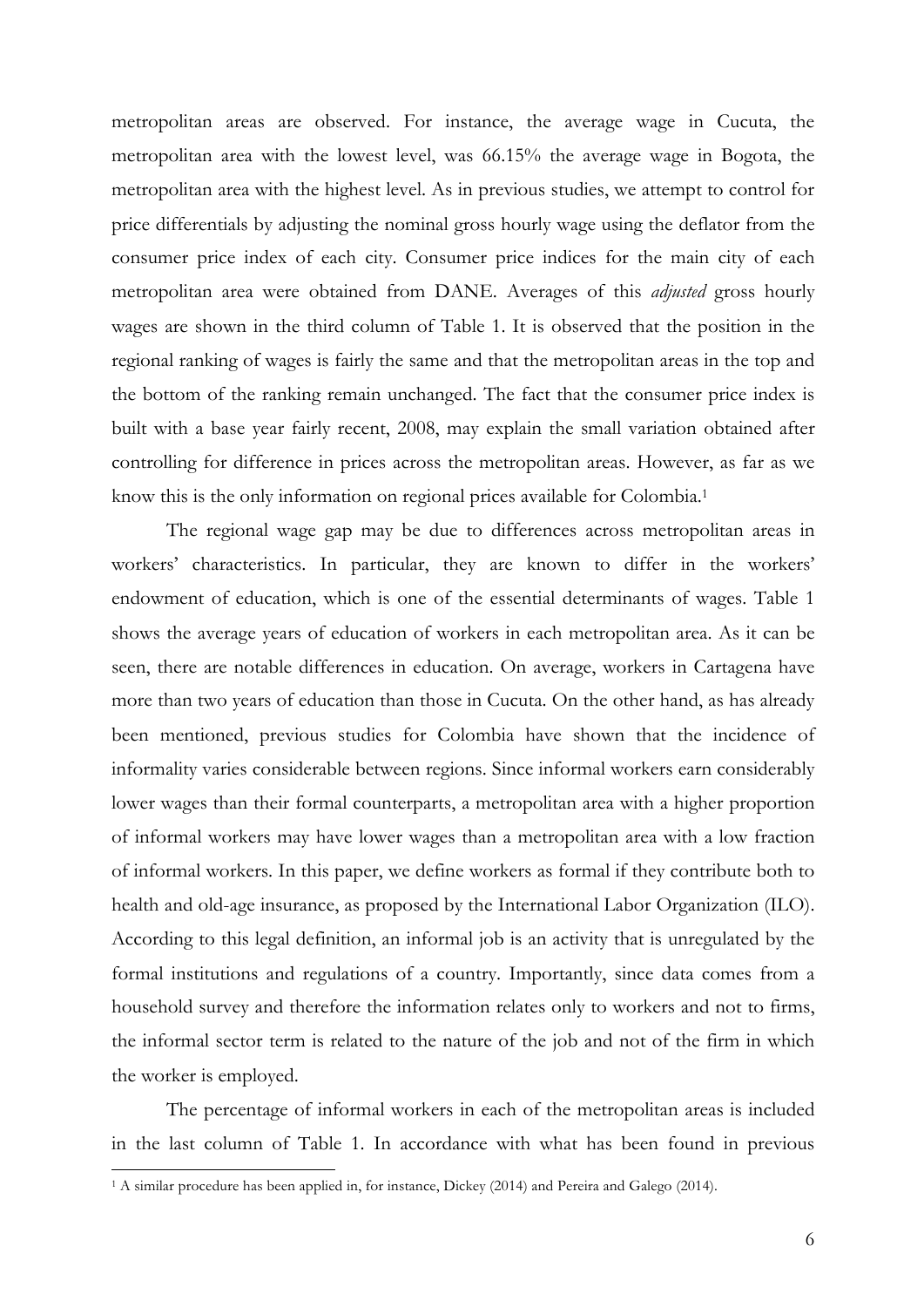metropolitan areas are observed. For instance, the average wage in Cucuta, the metropolitan area with the lowest level, was 66.15% the average wage in Bogota, the metropolitan area with the highest level. As in previous studies, we attempt to control for price differentials by adjusting the nominal gross hourly wage using the deflator from the consumer price index of each city. Consumer price indices for the main city of each metropolitan area were obtained from DANE. Averages of this *adjusted* gross hourly wages are shown in the third column of Table 1. It is observed that the position in the regional ranking of wages is fairly the same and that the metropolitan areas in the top and the bottom of the ranking remain unchanged. The fact that the consumer price index is built with a base year fairly recent, 2008, may explain the small variation obtained after controlling for difference in prices across the metropolitan areas. However, as far as we know this is the only information on regional prices available for Colombia.[1]

The regional wage gap may be due to differences across metropolitan areas in workers' characteristics. In particular, they are known to differ in the workers' endowment of education, which is one of the essential determinants of wages. Table 1 shows the average years of education of workers in each metropolitan area. As it can be seen, there are notable differences in education. On average, workers in Cartagena have more than two years of education than those in Cucuta. On the other hand, as has already been mentioned, previous studies for Colombia have shown that the incidence of informality varies considerable between regions. Since informal workers earn considerably lower wages than their formal counterparts, a metropolitan area with a higher proportion of informal workers may have lower wages than a metropolitan area with a low fraction of informal workers. In this paper, we define workers as formal if they contribute both to health and old-age insurance, as proposed by the International Labor Organization (ILO). According to this legal definition, an informal job is an activity that is unregulated by the formal institutions and regulations of a country. Importantly, since data comes from a household survey and therefore the information relates only to workers and not to firms, the informal sector term is related to the nature of the job and not of the firm in which the worker is employed.

The percentage of informal workers in each of the metropolitan areas is included in the last column of Table 1. In accordance with what has been found in previous

[1] A similar procedure has been applied in, for instance, Dickey (2014) and Pereira and Galego (2014).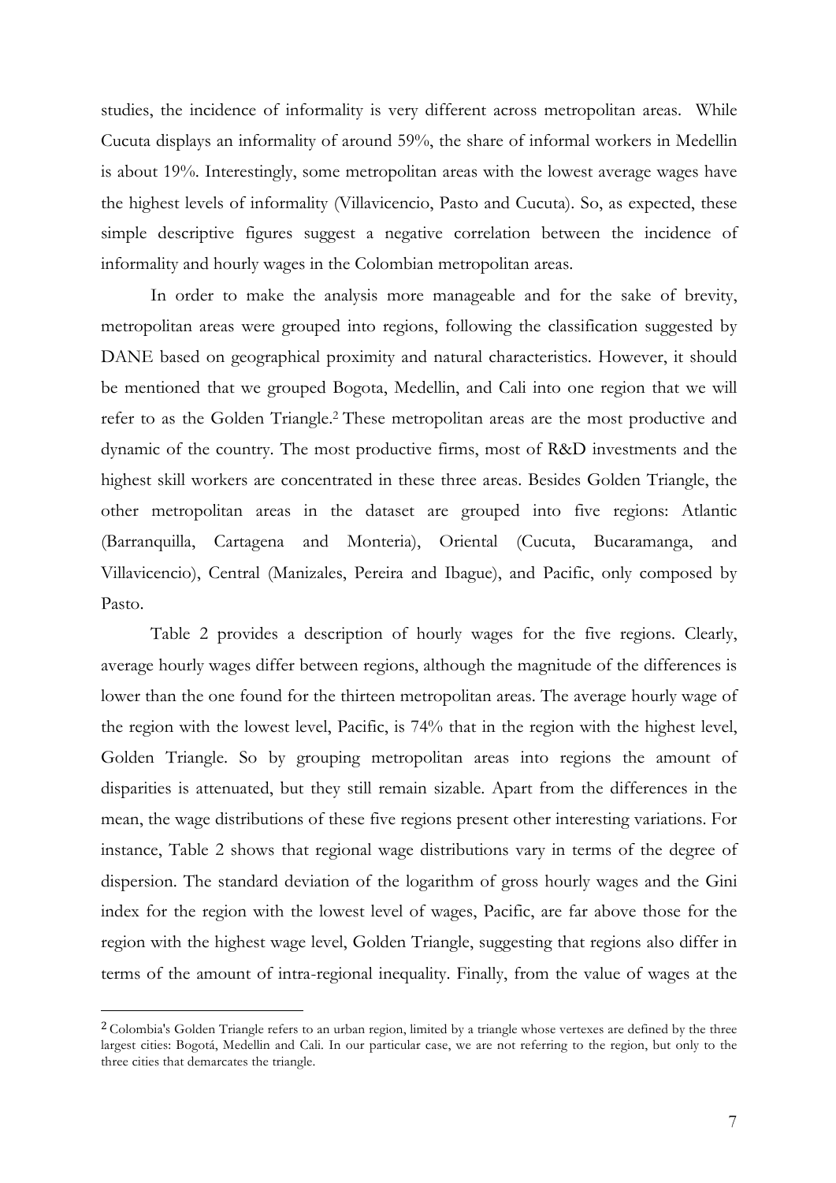studies, the incidence of informality is very different across metropolitan areas. While Cucuta displays an informality of around 59%, the share of informal workers in Medellin is about 19%. Interestingly, some metropolitan areas with the lowest average wages have the highest levels of informality (Villavicencio, Pasto and Cucuta). So, as expected, these simple descriptive figures suggest a negative correlation between the incidence of informality and hourly wages in the Colombian metropolitan areas.

In order to make the analysis more manageable and for the sake of brevity, metropolitan areas were grouped into regions, following the classification suggested by DANE based on geographical proximity and natural characteristics. However, it should be mentioned that we grouped Bogota, Medellin, and Cali into one region that we will refer to as the Golden Triangle.[2] These metropolitan areas are the most productive and dynamic of the country. The most productive firms, most of R&D investments and the highest skill workers are concentrated in these three areas. Besides Golden Triangle, the other metropolitan areas in the dataset are grouped into five regions: Atlantic (Barranquilla, Cartagena and Monteria), Oriental (Cucuta, Bucaramanga, and Villavicencio), Central (Manizales, Pereira and Ibague), and Pacific, only composed by Pasto.

Table 2 provides a description of hourly wages for the five regions. Clearly, average hourly wages differ between regions, although the magnitude of the differences is lower than the one found for the thirteen metropolitan areas. The average hourly wage of the region with the lowest level, Pacific, is 74% that in the region with the highest level, Golden Triangle. So by grouping metropolitan areas into regions the amount of disparities is attenuated, but they still remain sizable. Apart from the differences in the mean, the wage distributions of these five regions present other interesting variations. For instance, Table 2 shows that regional wage distributions vary in terms of the degree of dispersion. The standard deviation of the logarithm of gross hourly wages and the Gini index for the region with the lowest level of wages, Pacific, are far above those for the region with the highest wage level, Golden Triangle, suggesting that regions also differ in terms of the amount of intra-regional inequality. Finally, from the value of wages at the

---

[2] Colombia's Golden Triangle refers to an urban region, limited by a triangle whose vertexes are defined by the three largest cities: Bogotá, Medellin and Cali. In our particular case, we are not referring to the region, but only to the three cities that demarcates the triangle.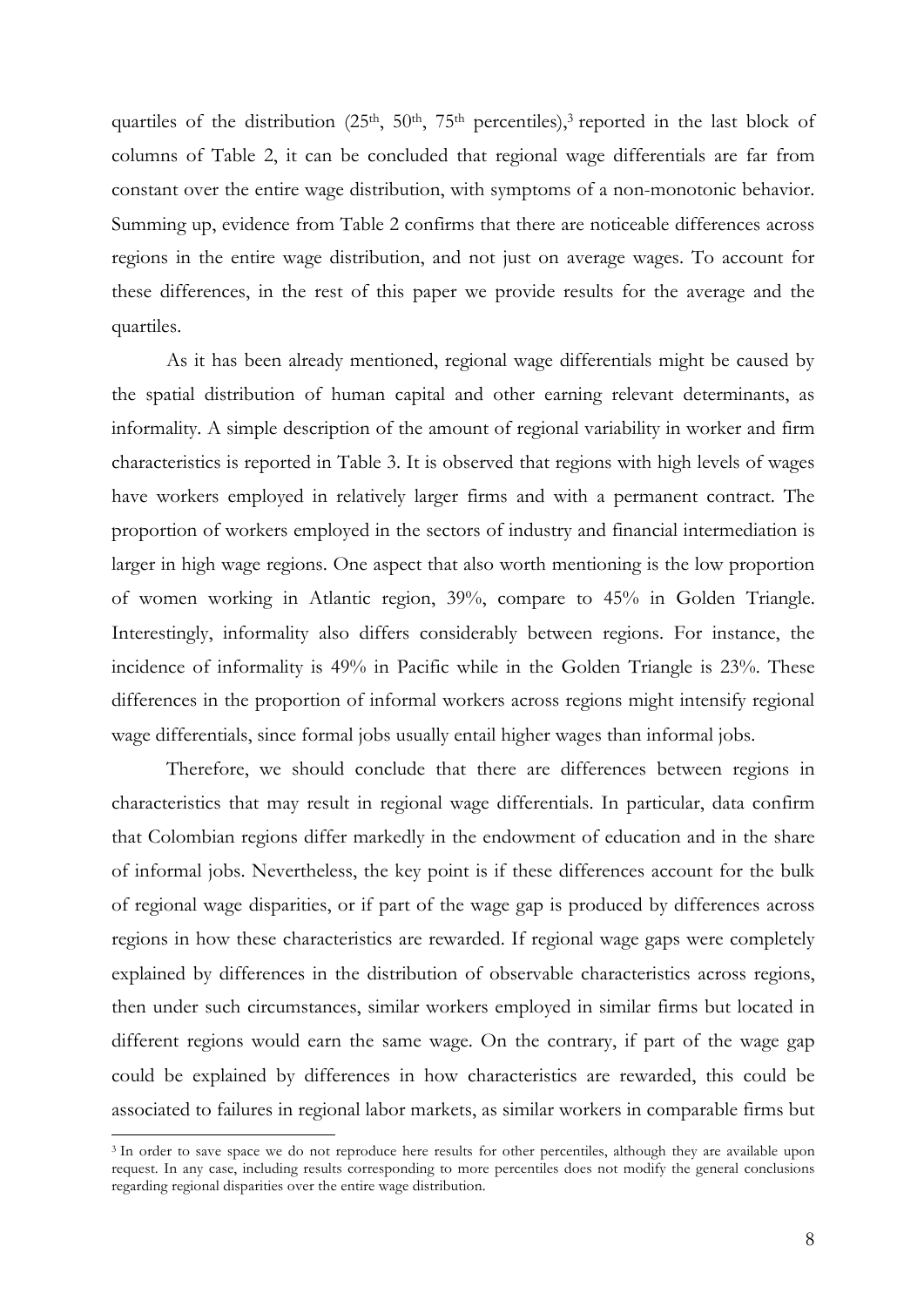quartiles of the distribution (25th, 50th, 75th percentiles),[3] reported in the last block of columns of Table 2, it can be concluded that regional wage differentials are far from constant over the entire wage distribution, with symptoms of a non-monotonic behavior. Summing up, evidence from Table 2 confirms that there are noticeable differences across regions in the entire wage distribution, and not just on average wages. To account for these differences, in the rest of this paper we provide results for the average and the quartiles.

As it has been already mentioned, regional wage differentials might be caused by the spatial distribution of human capital and other earning relevant determinants, as informality. A simple description of the amount of regional variability in worker and firm characteristics is reported in Table 3. It is observed that regions with high levels of wages have workers employed in relatively larger firms and with a permanent contract. The proportion of workers employed in the sectors of industry and financial intermediation is larger in high wage regions. One aspect that also worth mentioning is the low proportion of women working in Atlantic region, 39%, compare to 45% in Golden Triangle. Interestingly, informality also differs considerably between regions. For instance, the incidence of informality is 49% in Pacific while in the Golden Triangle is 23%. These differences in the proportion of informal workers across regions might intensify regional wage differentials, since formal jobs usually entail higher wages than informal jobs.

Therefore, we should conclude that there are differences between regions in characteristics that may result in regional wage differentials. In particular, data confirm that Colombian regions differ markedly in the endowment of education and in the share of informal jobs. Nevertheless, the key point is if these differences account for the bulk of regional wage disparities, or if part of the wage gap is produced by differences across regions in how these characteristics are rewarded. If regional wage gaps were completely explained by differences in the distribution of observable characteristics across regions, then under such circumstances, similar workers employed in similar firms but located in different regions would earn the same wage. On the contrary, if part of the wage gap could be explained by differences in how characteristics are rewarded, this could be associated to failures in regional labor markets, as similar workers in comparable firms but

[3] In order to save space we do not reproduce here results for other percentiles, although they are available upon request. In any case, including results corresponding to more percentiles does not modify the general conclusions regarding regional disparities over the entire wage distribution.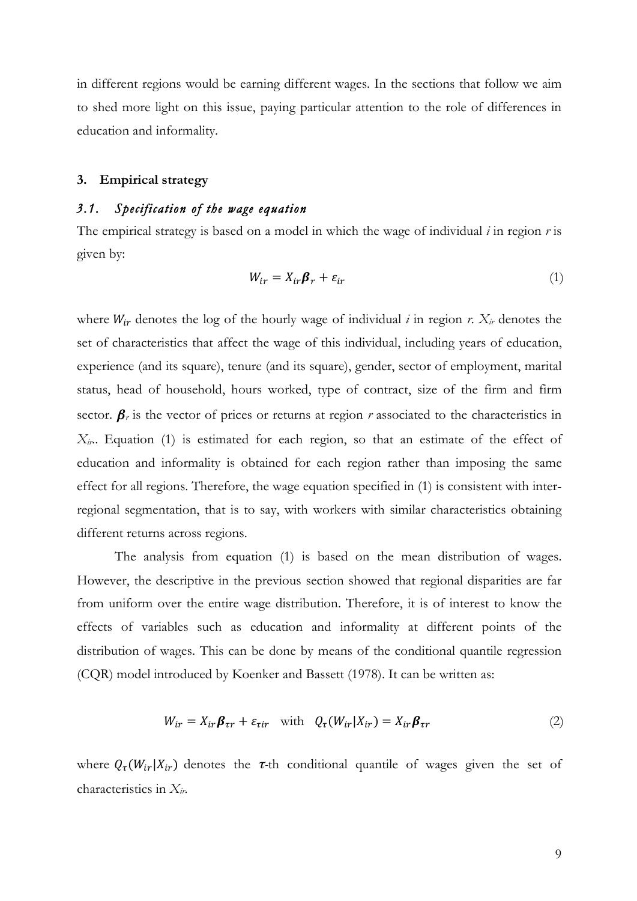in different regions would be earning different wages. In the sections that follow we aim to shed more light on this issue, paying particular attention to the role of differences in education and informality.

## 3. Empirical strategy

### *3.1. Specification of the wage equation*

The empirical strategy is based on a model in which the wage of individual *i* in region *r* is given by:

$$W_{ir} = X_{ir}\boldsymbol{\beta}_r + \varepsilon_{ir} \tag{1}$$

where $W_{ir}$ denotes the log of the hourly wage of individual *i* in region *r*. $X_{ir}$ denotes the set of characteristics that affect the wage of this individual, including years of education, experience (and its square), tenure (and its square), gender, sector of employment, marital status, head of household, hours worked, type of contract, size of the firm and firm sector. $\boldsymbol{\beta}_r$ is the vector of prices or returns at region *r* associated to the characteristics in $X_{ir}$. Equation (1) is estimated for each region, so that an estimate of the effect of education and informality is obtained for each region rather than imposing the same effect for all regions. Therefore, the wage equation specified in (1) is consistent with inter-regional segmentation, that is to say, with workers with similar characteristics obtaining different returns across regions.

The analysis from equation (1) is based on the mean distribution of wages. However, the descriptive in the previous section showed that regional disparities are far from uniform over the entire wage distribution. Therefore, it is of interest to know the effects of variables such as education and informality at different points of the distribution of wages. This can be done by means of the conditional quantile regression (CQR) model introduced by Koenker and Bassett (1978). It can be written as:

$$W_{ir} = X_{ir}\boldsymbol{\beta}_{\tau r} + \varepsilon_{\tau ir} \quad \text{with} \quad Q_\tau(W_{ir}|X_{ir}) = X_{ir}\boldsymbol{\beta}_{\tau r} \tag{2}$$

where $Q_\tau(W_{ir}|X_{ir})$ denotes the $\tau$-th conditional quantile of wages given the set of characteristics in $X_{ir}$.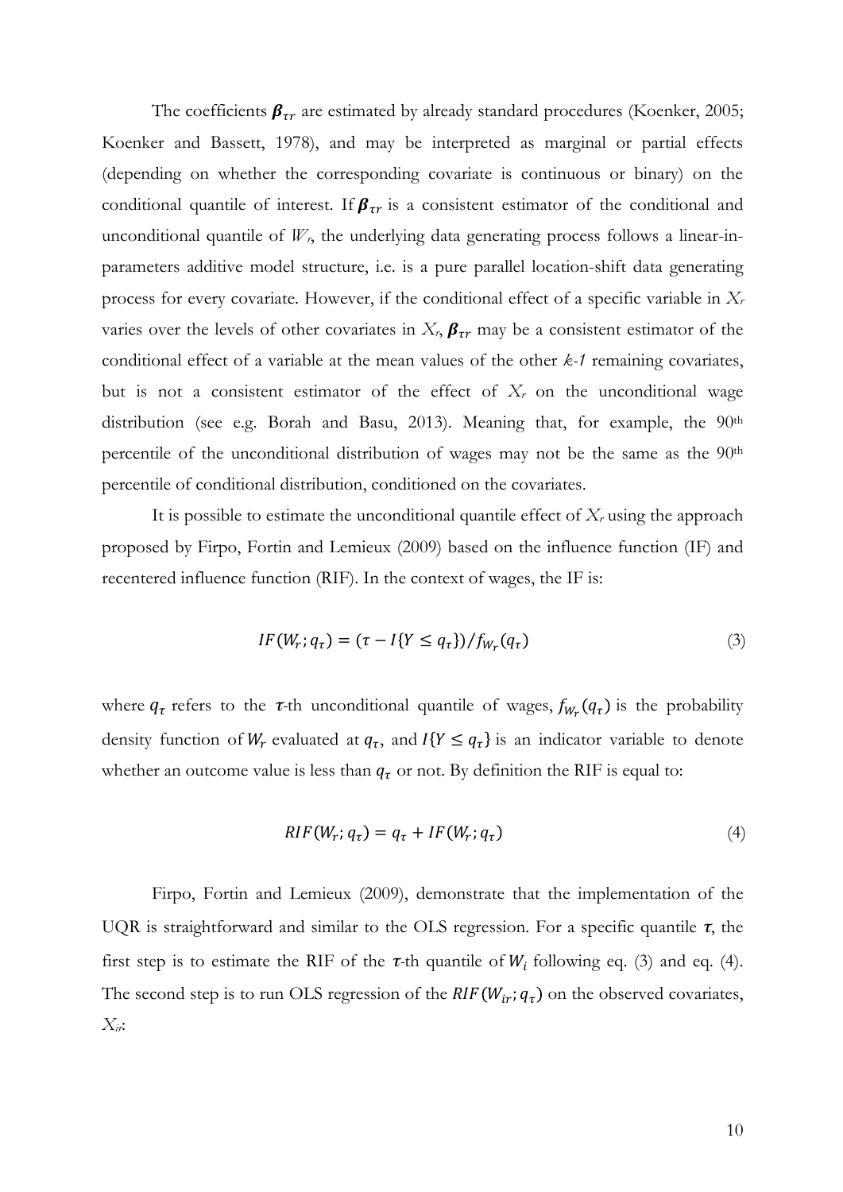The coefficients $\boldsymbol{\beta}_{\tau r}$ are estimated by already standard procedures (Koenker, 2005; Koenker and Bassett, 1978), and may be interpreted as marginal or partial effects (depending on whether the corresponding covariate is continuous or binary) on the conditional quantile of interest. If $\boldsymbol{\beta}_{\tau r}$ is a consistent estimator of the conditional and unconditional quantile of $W_r$, the underlying data generating process follows a linear-in-parameters additive model structure, i.e. is a pure parallel location-shift data generating process for every covariate. However, if the conditional effect of a specific variable in $X_r$ varies over the levels of other covariates in $X_r$, $\boldsymbol{\beta}_{\tau r}$ may be a consistent estimator of the conditional effect of a variable at the mean values of the other *k-1* remaining covariates, but is not a consistent estimator of the effect of $X_r$ on the unconditional wage distribution (see e.g. Borah and Basu, 2013). Meaning that, for example, the 90th percentile of the unconditional distribution of wages may not be the same as the 90th percentile of conditional distribution, conditioned on the covariates.

It is possible to estimate the unconditional quantile effect of $X_r$ using the approach proposed by Firpo, Fortin and Lemieux (2009) based on the influence function (IF) and recentered influence function (RIF). In the context of wages, the IF is:

$$IF(W_r; q_\tau) = (\tau - I\{Y \leq q_\tau\})/f_{W_r}(q_\tau) \tag{3}$$

where $q_\tau$ refers to the $\tau$-th unconditional quantile of wages, $f_{W_r}(q_\tau)$ is the probability density function of $W_r$ evaluated at $q_\tau$, and $I\{Y \leq q_\tau\}$ is an indicator variable to denote whether an outcome value is less than $q_\tau$ or not. By definition the RIF is equal to:

$$RIF(W_r; q_\tau) = q_\tau + IF(W_r; q_\tau) \tag{4}$$

Firpo, Fortin and Lemieux (2009), demonstrate that the implementation of the UQR is straightforward and similar to the OLS regression. For a specific quantile $\tau$, the first step is to estimate the RIF of the $\tau$-th quantile of $W_i$ following eq. (3) and eq. (4). The second step is to run OLS regression of the $RIF(W_{ir}; q_\tau)$ on the observed covariates, $X_{ir}$: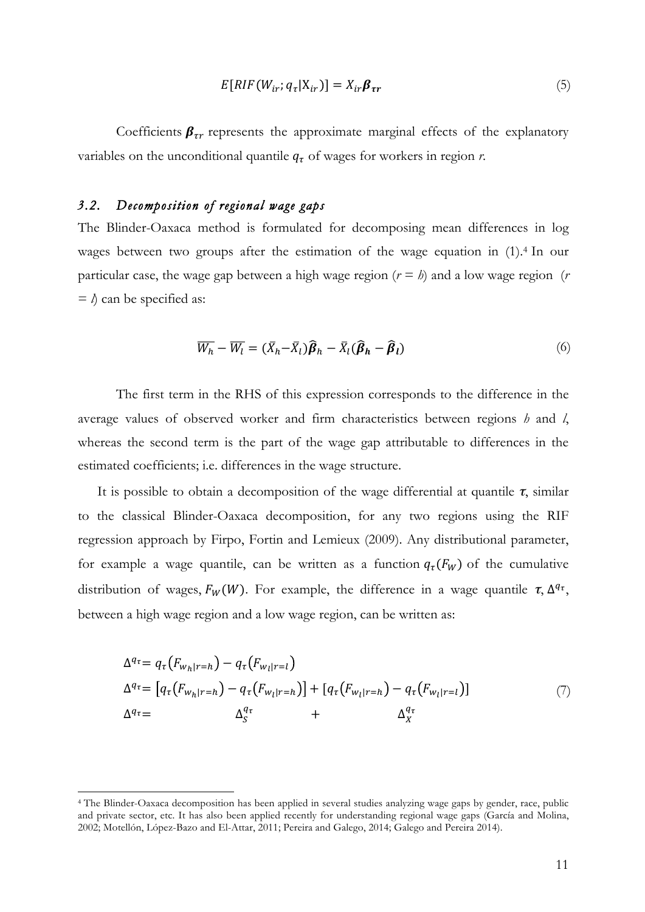$$E[RIF(W_{ir}; q_\tau | X_{ir})] = X_{ir}\boldsymbol{\beta}_{\tau r} \tag{5}$$

Coefficients $\boldsymbol{\beta}_{\tau r}$ represents the approximate marginal effects of the explanatory variables on the unconditional quantile $q_\tau$ of wages for workers in region *r*.

### 3.2. *Decomposition of regional wage gaps*

The Blinder-Oaxaca method is formulated for decomposing mean differences in log wages between two groups after the estimation of the wage equation in (1).[4] In our particular case, the wage gap between a high wage region ($r = h$) and a low wage region ($r = l$) can be specified as:

$$\overline{W_h} - \overline{W_l} = (\bar{X}_h - \bar{X}_l)\widehat{\boldsymbol{\beta}}_h - \bar{X}_l(\widehat{\boldsymbol{\beta}}_h - \widehat{\boldsymbol{\beta}}_l) \tag{6}$$

The first term in the RHS of this expression corresponds to the difference in the average values of observed worker and firm characteristics between regions *h* and *l*, whereas the second term is the part of the wage gap attributable to differences in the estimated coefficients; i.e. differences in the wage structure.

It is possible to obtain a decomposition of the wage differential at quantile $\boldsymbol{\tau}$, similar to the classical Blinder-Oaxaca decomposition, for any two regions using the RIF regression approach by Firpo, Fortin and Lemieux (2009). Any distributional parameter, for example a wage quantile, can be written as a function $q_\tau(F_W)$ of the cumulative distribution of wages, $F_W(W)$. For example, the difference in a wage quantile $\tau$, $\Delta^{q_\tau}$, between a high wage region and a low wage region, can be written as:

$$\begin{aligned}
\Delta^{q_\tau} &= q_\tau(F_{w_h|r=h}) - q_\tau(F_{w_l|r=l}) \\
\Delta^{q_\tau} &= [q_\tau(F_{w_h|r=h}) - q_\tau(F_{w_l|r=h})] + [q_\tau(F_{w_l|r=h}) - q_\tau(F_{w_l|r=l})] \\
\Delta^{q_\tau} &= \qquad\qquad \Delta_S^{q_\tau} \qquad\qquad + \qquad\qquad \Delta_X^{q_\tau}
\end{aligned} \tag{7}$$

---

[4] The Blinder-Oaxaca decomposition has been applied in several studies analyzing wage gaps by gender, race, public and private sector, etc. It has also been applied recently for understanding regional wage gaps (García and Molina, 2002; Motellón, López-Bazo and El-Attar, 2011; Pereira and Galego, 2014; Galego and Pereira 2014).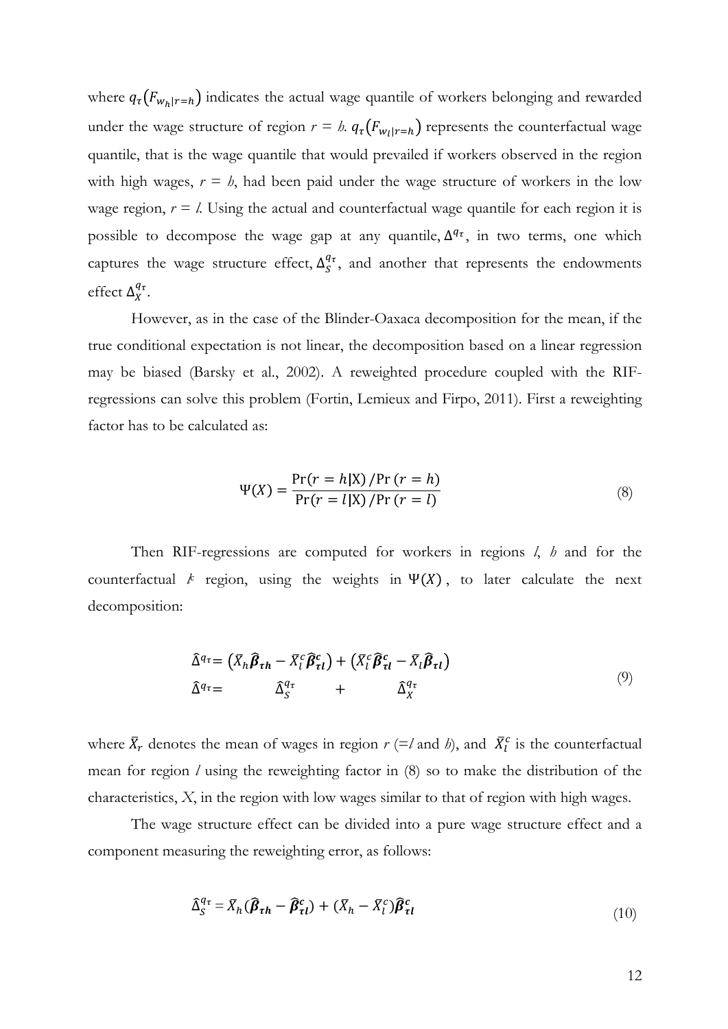where $q_\tau(F_{w_h|r=h})$ indicates the actual wage quantile of workers belonging and rewarded under the wage structure of region $r = h$. $q_\tau(F_{w_l|r=h})$ represents the counterfactual wage quantile, that is the wage quantile that would prevailed if workers observed in the region with high wages, $r = h$, had been paid under the wage structure of workers in the low wage region, $r = l$. Using the actual and counterfactual wage quantile for each region it is possible to decompose the wage gap at any quantile, $\Delta^{q_\tau}$, in two terms, one which captures the wage structure effect, $\Delta_S^{q_\tau}$, and another that represents the endowments effect $\Delta_X^{q_\tau}$.

However, as in the case of the Blinder-Oaxaca decomposition for the mean, if the true conditional expectation is not linear, the decomposition based on a linear regression may be biased (Barsky et al., 2002). A reweighted procedure coupled with the RIF-regressions can solve this problem (Fortin, Lemieux and Firpo, 2011). First a reweighting factor has to be calculated as:

$$\Psi(X) = \frac{\Pr(r = h|\mathrm{X}) / \Pr(r = h)}{\Pr(r = l|\mathrm{X}) / \Pr(r = l)} \tag{8}$$

Then RIF-regressions are computed for workers in regions $l$, $h$ and for the counterfactual $k$ region, using the weights in $\Psi(X)$, to later calculate the next decomposition:

$$\begin{aligned} \hat{\Delta}^{q_\tau} &= \left(\bar{X}_h \hat{\boldsymbol{\beta}}_{\boldsymbol{\tau h}} - \bar{X}_l^c \hat{\boldsymbol{\beta}}_{\boldsymbol{\tau l}}^{\boldsymbol{c}}\right) + \left(\bar{X}_l^c \hat{\boldsymbol{\beta}}_{\boldsymbol{\tau l}}^{\boldsymbol{c}} - \bar{X}_l \hat{\boldsymbol{\beta}}_{\boldsymbol{\tau l}}\right) \\ \hat{\Delta}^{q_\tau} &= \qquad\quad \hat{\Delta}_S^{q_\tau} \qquad\quad + \qquad\quad \hat{\Delta}_X^{q_\tau} \end{aligned} \tag{9}$$

where $\bar{X}_r$ denotes the mean of wages in region $r$ (=$l$ and $h$), and $\bar{X}_l^c$ is the counterfactual mean for region $l$ using the reweighting factor in (8) so to make the distribution of the characteristics, $X$, in the region with low wages similar to that of region with high wages.

The wage structure effect can be divided into a pure wage structure effect and a component measuring the reweighting error, as follows:

$$\hat{\Delta}_S^{q_\tau} = \bar{X}_h(\hat{\boldsymbol{\beta}}_{\boldsymbol{\tau h}} - \hat{\boldsymbol{\beta}}_{\boldsymbol{\tau l}}^{\boldsymbol{c}}) + (\bar{X}_h - \bar{X}_l^c)\hat{\boldsymbol{\beta}}_{\boldsymbol{\tau l}}^{\boldsymbol{c}} \tag{10}$$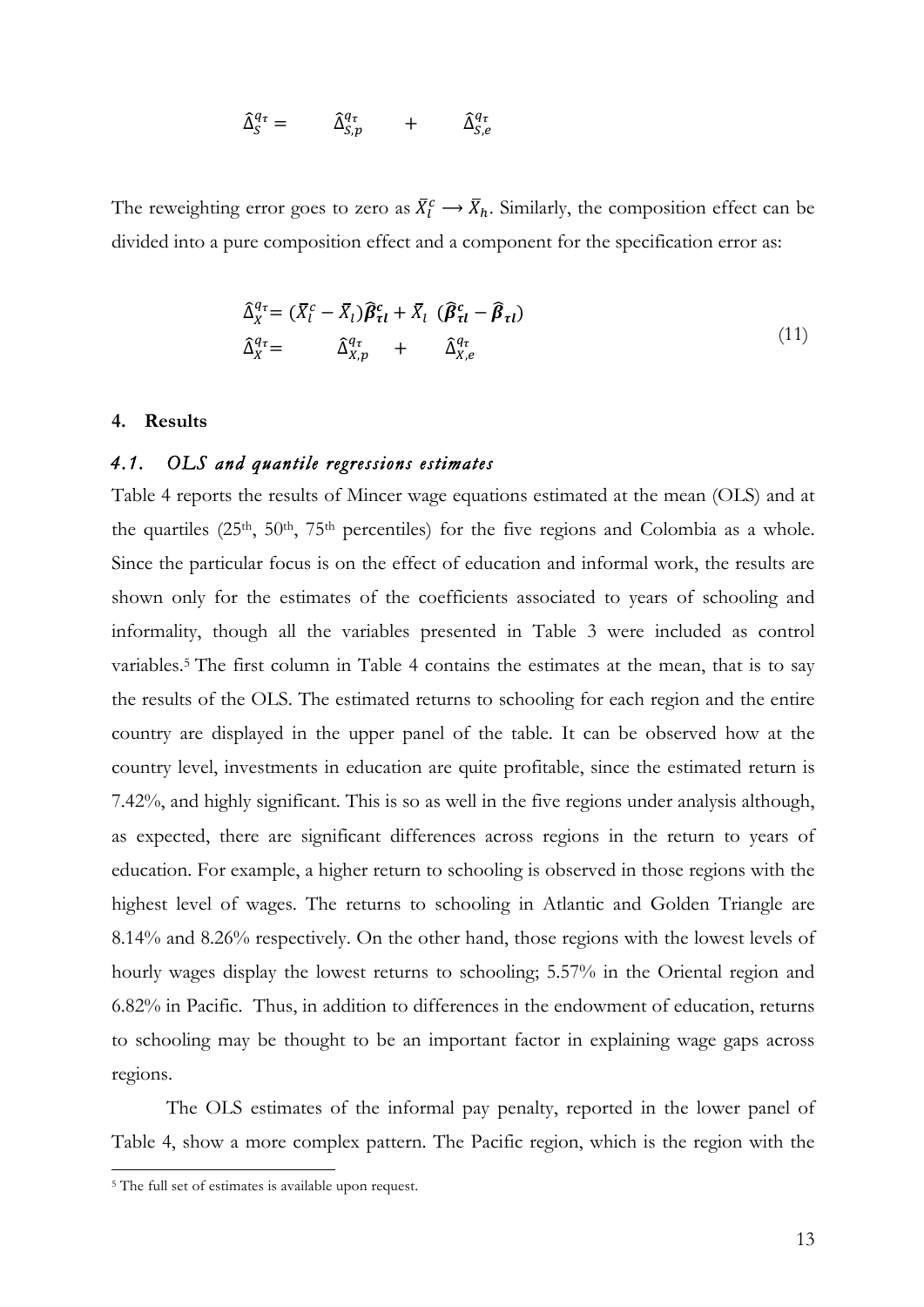$$\hat{\Delta}_S^{q_\tau} = \qquad \hat{\Delta}_{S,p}^{q_\tau} \qquad + \qquad \hat{\Delta}_{S,e}^{q_\tau}$$

The reweighting error goes to zero as $\bar{X}_l^c \longrightarrow \bar{X}_h$. Similarly, the composition effect can be divided into a pure composition effect and a component for the specification error as:

$$\begin{aligned} \hat{\Delta}_X^{q_\tau} &= (\bar{X}_l^c - \bar{X}_l)\hat{\boldsymbol{\beta}}_{\tau l}^c + \bar{X}_l \ (\hat{\boldsymbol{\beta}}_{\tau l}^c - \hat{\boldsymbol{\beta}}_{\tau l}) \\ \hat{\Delta}_X^{q_\tau} &= \qquad \hat{\Delta}_{X,p}^{q_\tau} \qquad + \qquad \hat{\Delta}_{X,e}^{q_\tau} \end{aligned} \tag{11}$$

## 4. Results

### *4.1. OLS and quantile regressions estimates*

Table 4 reports the results of Mincer wage equations estimated at the mean (OLS) and at the quartiles (25th, 50th, 75th percentiles) for the five regions and Colombia as a whole. Since the particular focus is on the effect of education and informal work, the results are shown only for the estimates of the coefficients associated to years of schooling and informality, though all the variables presented in Table 3 were included as control variables.[5] The first column in Table 4 contains the estimates at the mean, that is to say the results of the OLS. The estimated returns to schooling for each region and the entire country are displayed in the upper panel of the table. It can be observed how at the country level, investments in education are quite profitable, since the estimated return is 7.42%, and highly significant. This is so as well in the five regions under analysis although, as expected, there are significant differences across regions in the return to years of education. For example, a higher return to schooling is observed in those regions with the highest level of wages. The returns to schooling in Atlantic and Golden Triangle are 8.14% and 8.26% respectively. On the other hand, those regions with the lowest levels of hourly wages display the lowest returns to schooling; 5.57% in the Oriental region and 6.82% in Pacific. Thus, in addition to differences in the endowment of education, returns to schooling may be thought to be an important factor in explaining wage gaps across regions.

The OLS estimates of the informal pay penalty, reported in the lower panel of Table 4, show a more complex pattern. The Pacific region, which is the region with the

[5] The full set of estimates is available upon request.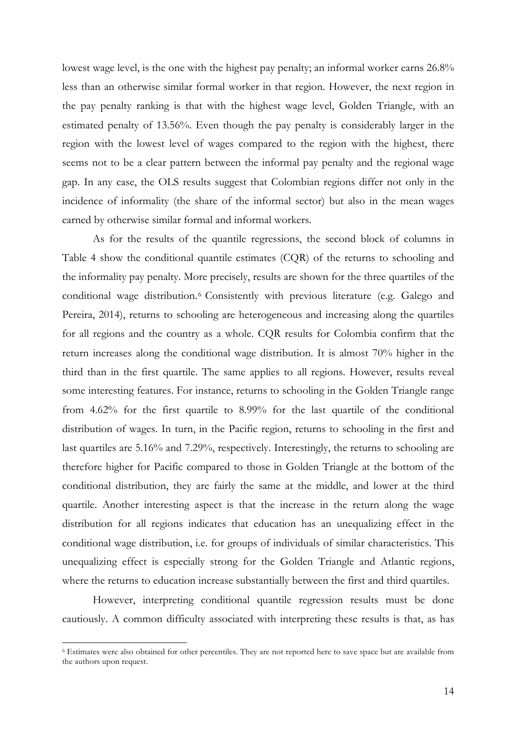lowest wage level, is the one with the highest pay penalty; an informal worker earns 26.8% less than an otherwise similar formal worker in that region. However, the next region in the pay penalty ranking is that with the highest wage level, Golden Triangle, with an estimated penalty of 13.56%. Even though the pay penalty is considerably larger in the region with the lowest level of wages compared to the region with the highest, there seems not to be a clear pattern between the informal pay penalty and the regional wage gap. In any case, the OLS results suggest that Colombian regions differ not only in the incidence of informality (the share of the informal sector) but also in the mean wages earned by otherwise similar formal and informal workers.

As for the results of the quantile regressions, the second block of columns in Table 4 show the conditional quantile estimates (CQR) of the returns to schooling and the informality pay penalty. More precisely, results are shown for the three quartiles of the conditional wage distribution.[6] Consistently with previous literature (e.g. Galego and Pereira, 2014), returns to schooling are heterogeneous and increasing along the quartiles for all regions and the country as a whole. CQR results for Colombia confirm that the return increases along the conditional wage distribution. It is almost 70% higher in the third than in the first quartile. The same applies to all regions. However, results reveal some interesting features. For instance, returns to schooling in the Golden Triangle range from 4.62% for the first quartile to 8.99% for the last quartile of the conditional distribution of wages. In turn, in the Pacific region, returns to schooling in the first and last quartiles are 5.16% and 7.29%, respectively. Interestingly, the returns to schooling are therefore higher for Pacific compared to those in Golden Triangle at the bottom of the conditional distribution, they are fairly the same at the middle, and lower at the third quartile. Another interesting aspect is that the increase in the return along the wage distribution for all regions indicates that education has an unequalizing effect in the conditional wage distribution, i.e. for groups of individuals of similar characteristics. This unequalizing effect is especially strong for the Golden Triangle and Atlantic regions, where the returns to education increase substantially between the first and third quartiles.

However, interpreting conditional quantile regression results must be done cautiously. A common difficulty associated with interpreting these results is that, as has

---

[6] Estimates were also obtained for other percentiles. They are not reported here to save space but are available from the authors upon request.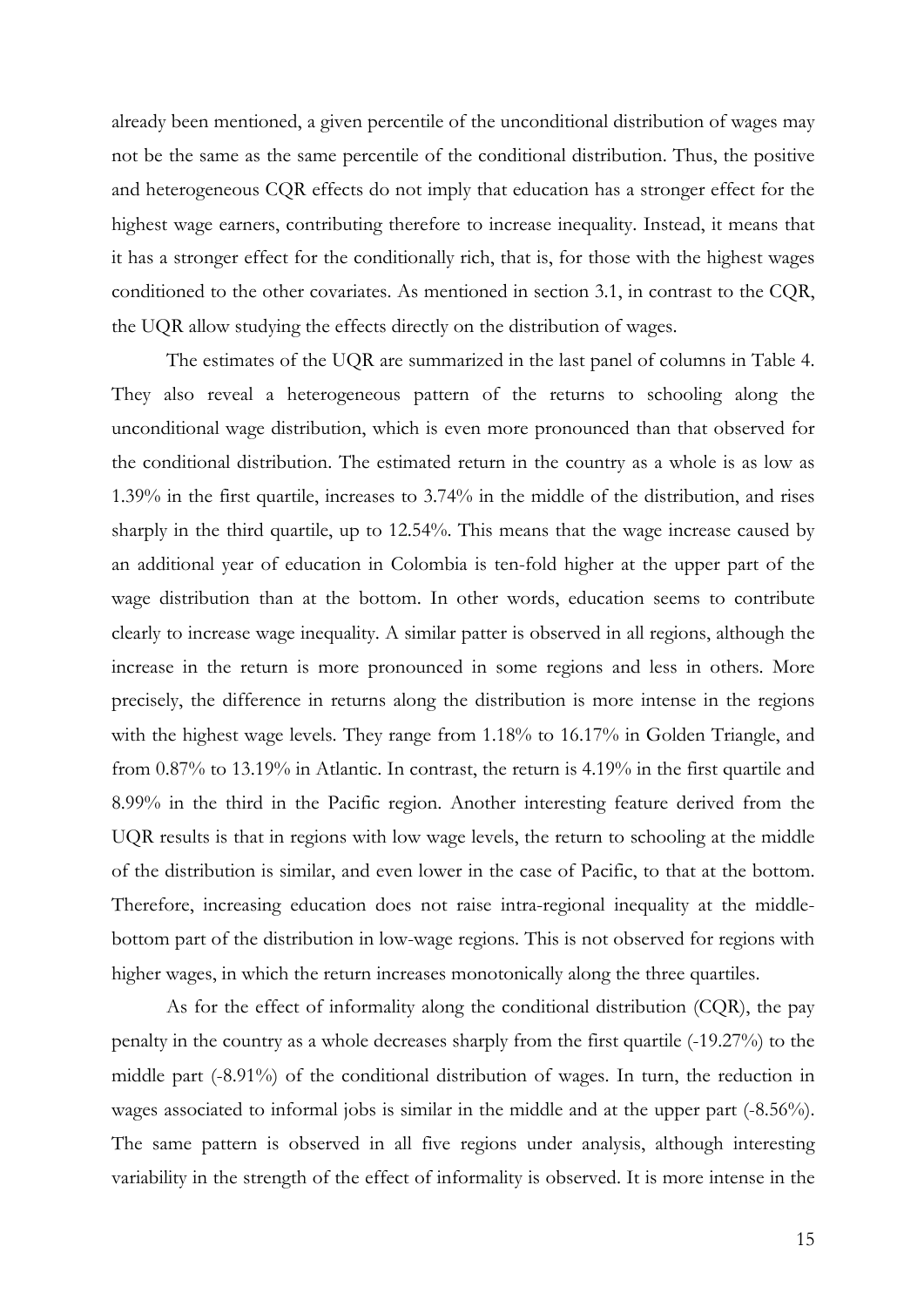already been mentioned, a given percentile of the unconditional distribution of wages may not be the same as the same percentile of the conditional distribution. Thus, the positive and heterogeneous CQR effects do not imply that education has a stronger effect for the highest wage earners, contributing therefore to increase inequality. Instead, it means that it has a stronger effect for the conditionally rich, that is, for those with the highest wages conditioned to the other covariates. As mentioned in section 3.1, in contrast to the CQR, the UQR allow studying the effects directly on the distribution of wages.

The estimates of the UQR are summarized in the last panel of columns in Table 4. They also reveal a heterogeneous pattern of the returns to schooling along the unconditional wage distribution, which is even more pronounced than that observed for the conditional distribution. The estimated return in the country as a whole is as low as 1.39% in the first quartile, increases to 3.74% in the middle of the distribution, and rises sharply in the third quartile, up to 12.54%. This means that the wage increase caused by an additional year of education in Colombia is ten-fold higher at the upper part of the wage distribution than at the bottom. In other words, education seems to contribute clearly to increase wage inequality. A similar patter is observed in all regions, although the increase in the return is more pronounced in some regions and less in others. More precisely, the difference in returns along the distribution is more intense in the regions with the highest wage levels. They range from 1.18% to 16.17% in Golden Triangle, and from 0.87% to 13.19% in Atlantic. In contrast, the return is 4.19% in the first quartile and 8.99% in the third in the Pacific region. Another interesting feature derived from the UQR results is that in regions with low wage levels, the return to schooling at the middle of the distribution is similar, and even lower in the case of Pacific, to that at the bottom. Therefore, increasing education does not raise intra-regional inequality at the middle-bottom part of the distribution in low-wage regions. This is not observed for regions with higher wages, in which the return increases monotonically along the three quartiles.

As for the effect of informality along the conditional distribution (CQR), the pay penalty in the country as a whole decreases sharply from the first quartile (-19.27%) to the middle part (-8.91%) of the conditional distribution of wages. In turn, the reduction in wages associated to informal jobs is similar in the middle and at the upper part (-8.56%). The same pattern is observed in all five regions under analysis, although interesting variability in the strength of the effect of informality is observed. It is more intense in the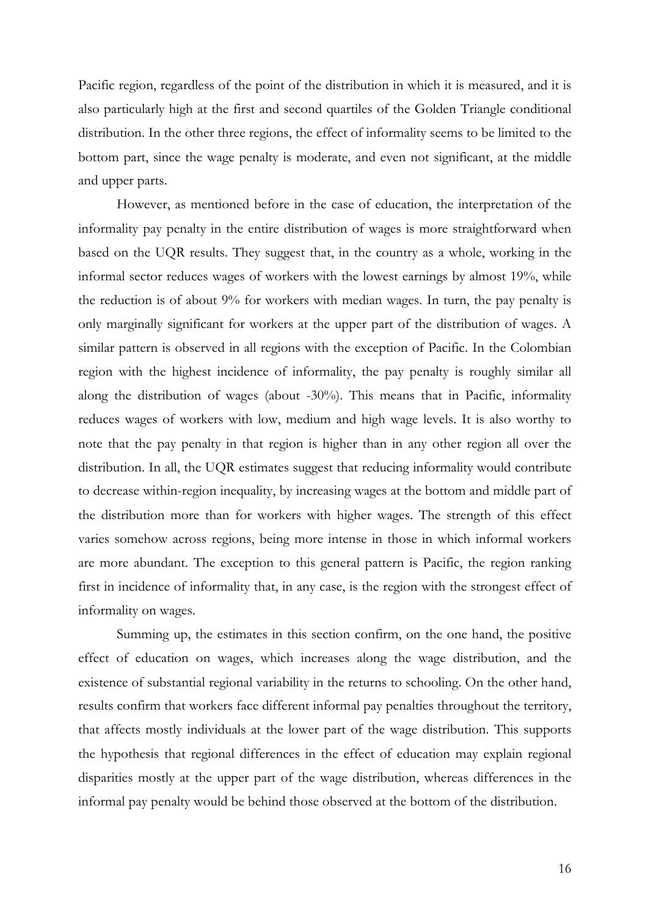Pacific region, regardless of the point of the distribution in which it is measured, and it is also particularly high at the first and second quartiles of the Golden Triangle conditional distribution. In the other three regions, the effect of informality seems to be limited to the bottom part, since the wage penalty is moderate, and even not significant, at the middle and upper parts.

However, as mentioned before in the case of education, the interpretation of the informality pay penalty in the entire distribution of wages is more straightforward when based on the UQR results. They suggest that, in the country as a whole, working in the informal sector reduces wages of workers with the lowest earnings by almost 19%, while the reduction is of about 9% for workers with median wages. In turn, the pay penalty is only marginally significant for workers at the upper part of the distribution of wages. A similar pattern is observed in all regions with the exception of Pacific. In the Colombian region with the highest incidence of informality, the pay penalty is roughly similar all along the distribution of wages (about -30%). This means that in Pacific, informality reduces wages of workers with low, medium and high wage levels. It is also worthy to note that the pay penalty in that region is higher than in any other region all over the distribution. In all, the UQR estimates suggest that reducing informality would contribute to decrease within-region inequality, by increasing wages at the bottom and middle part of the distribution more than for workers with higher wages. The strength of this effect varies somehow across regions, being more intense in those in which informal workers are more abundant. The exception to this general pattern is Pacific, the region ranking first in incidence of informality that, in any case, is the region with the strongest effect of informality on wages.

Summing up, the estimates in this section confirm, on the one hand, the positive effect of education on wages, which increases along the wage distribution, and the existence of substantial regional variability in the returns to schooling. On the other hand, results confirm that workers face different informal pay penalties throughout the territory, that affects mostly individuals at the lower part of the wage distribution. This supports the hypothesis that regional differences in the effect of education may explain regional disparities mostly at the upper part of the wage distribution, whereas differences in the informal pay penalty would be behind those observed at the bottom of the distribution.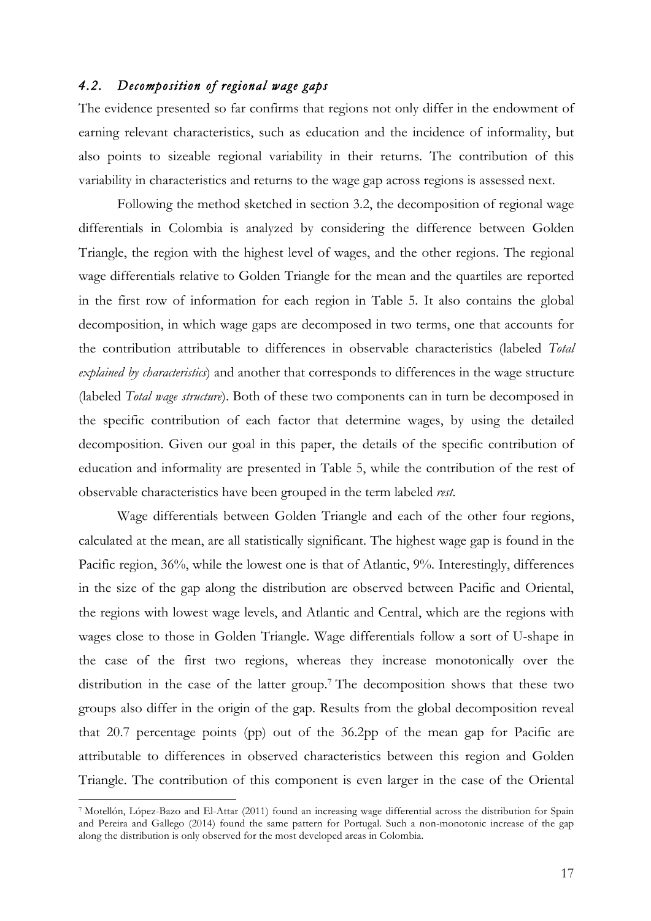### *4.2. Decomposition of regional wage gaps*

The evidence presented so far confirms that regions not only differ in the endowment of earning relevant characteristics, such as education and the incidence of informality, but also points to sizeable regional variability in their returns. The contribution of this variability in characteristics and returns to the wage gap across regions is assessed next.

Following the method sketched in section 3.2, the decomposition of regional wage differentials in Colombia is analyzed by considering the difference between Golden Triangle, the region with the highest level of wages, and the other regions. The regional wage differentials relative to Golden Triangle for the mean and the quartiles are reported in the first row of information for each region in Table 5. It also contains the global decomposition, in which wage gaps are decomposed in two terms, one that accounts for the contribution attributable to differences in observable characteristics (labeled *Total explained by characteristics*) and another that corresponds to differences in the wage structure (labeled *Total wage structure*). Both of these two components can in turn be decomposed in the specific contribution of each factor that determine wages, by using the detailed decomposition. Given our goal in this paper, the details of the specific contribution of education and informality are presented in Table 5, while the contribution of the rest of observable characteristics have been grouped in the term labeled *rest*.

Wage differentials between Golden Triangle and each of the other four regions, calculated at the mean, are all statistically significant. The highest wage gap is found in the Pacific region, 36%, while the lowest one is that of Atlantic, 9%. Interestingly, differences in the size of the gap along the distribution are observed between Pacific and Oriental, the regions with lowest wage levels, and Atlantic and Central, which are the regions with wages close to those in Golden Triangle. Wage differentials follow a sort of U-shape in the case of the first two regions, whereas they increase monotonically over the distribution in the case of the latter group.[7] The decomposition shows that these two groups also differ in the origin of the gap. Results from the global decomposition reveal that 20.7 percentage points (pp) out of the 36.2pp of the mean gap for Pacific are attributable to differences in observed characteristics between this region and Golden Triangle. The contribution of this component is even larger in the case of the Oriental

[7] Motellón, López-Bazo and El-Attar (2011) found an increasing wage differential across the distribution for Spain and Pereira and Gallego (2014) found the same pattern for Portugal. Such a non-monotonic increase of the gap along the distribution is only observed for the most developed areas in Colombia.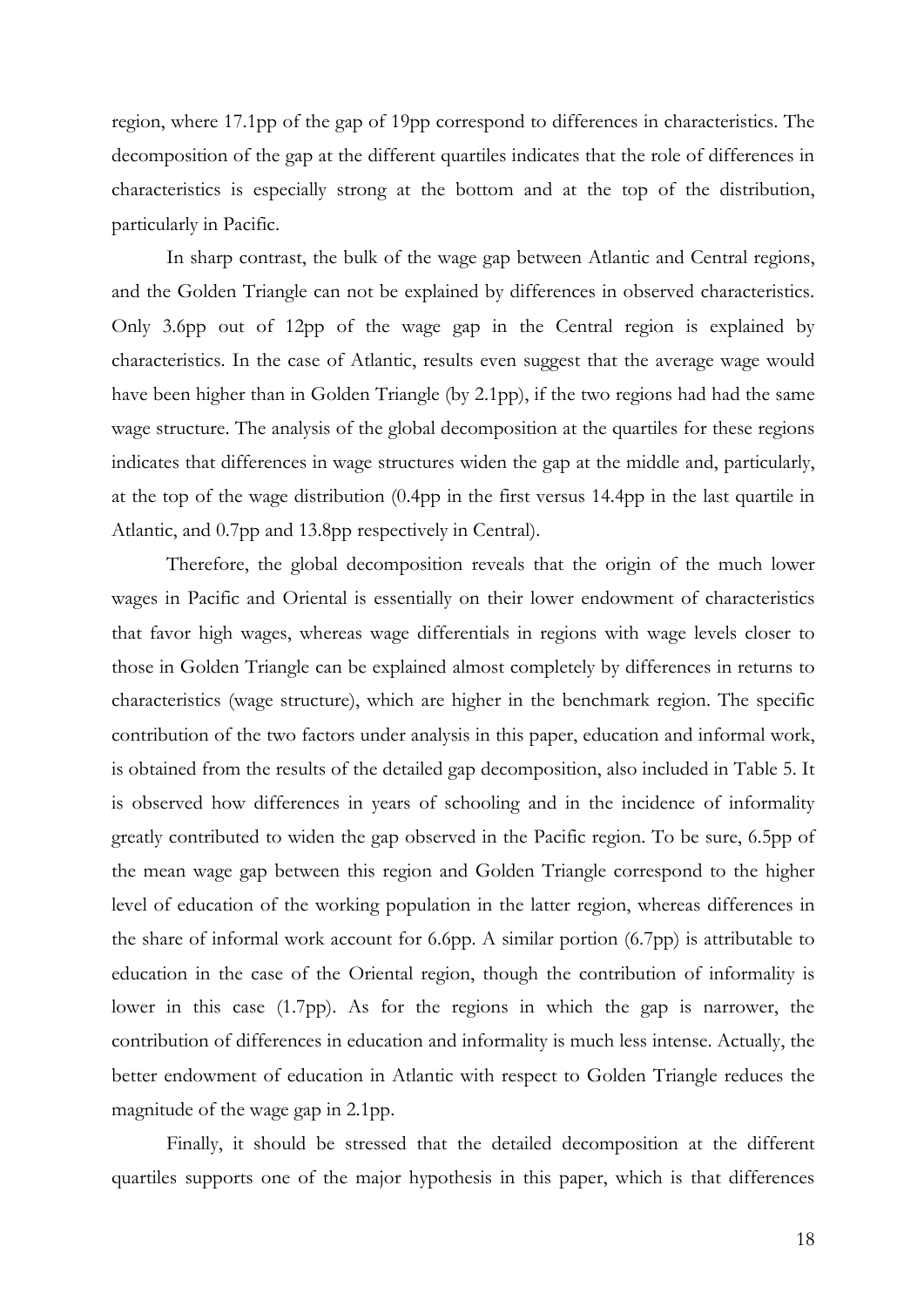region, where 17.1pp of the gap of 19pp correspond to differences in characteristics. The decomposition of the gap at the different quartiles indicates that the role of differences in characteristics is especially strong at the bottom and at the top of the distribution, particularly in Pacific.

In sharp contrast, the bulk of the wage gap between Atlantic and Central regions, and the Golden Triangle can not be explained by differences in observed characteristics. Only 3.6pp out of 12pp of the wage gap in the Central region is explained by characteristics. In the case of Atlantic, results even suggest that the average wage would have been higher than in Golden Triangle (by 2.1pp), if the two regions had had the same wage structure. The analysis of the global decomposition at the quartiles for these regions indicates that differences in wage structures widen the gap at the middle and, particularly, at the top of the wage distribution (0.4pp in the first versus 14.4pp in the last quartile in Atlantic, and 0.7pp and 13.8pp respectively in Central).

Therefore, the global decomposition reveals that the origin of the much lower wages in Pacific and Oriental is essentially on their lower endowment of characteristics that favor high wages, whereas wage differentials in regions with wage levels closer to those in Golden Triangle can be explained almost completely by differences in returns to characteristics (wage structure), which are higher in the benchmark region. The specific contribution of the two factors under analysis in this paper, education and informal work, is obtained from the results of the detailed gap decomposition, also included in Table 5. It is observed how differences in years of schooling and in the incidence of informality greatly contributed to widen the gap observed in the Pacific region. To be sure, 6.5pp of the mean wage gap between this region and Golden Triangle correspond to the higher level of education of the working population in the latter region, whereas differences in the share of informal work account for 6.6pp. A similar portion (6.7pp) is attributable to education in the case of the Oriental region, though the contribution of informality is lower in this case (1.7pp). As for the regions in which the gap is narrower, the contribution of differences in education and informality is much less intense. Actually, the better endowment of education in Atlantic with respect to Golden Triangle reduces the magnitude of the wage gap in 2.1pp.

Finally, it should be stressed that the detailed decomposition at the different quartiles supports one of the major hypothesis in this paper, which is that differences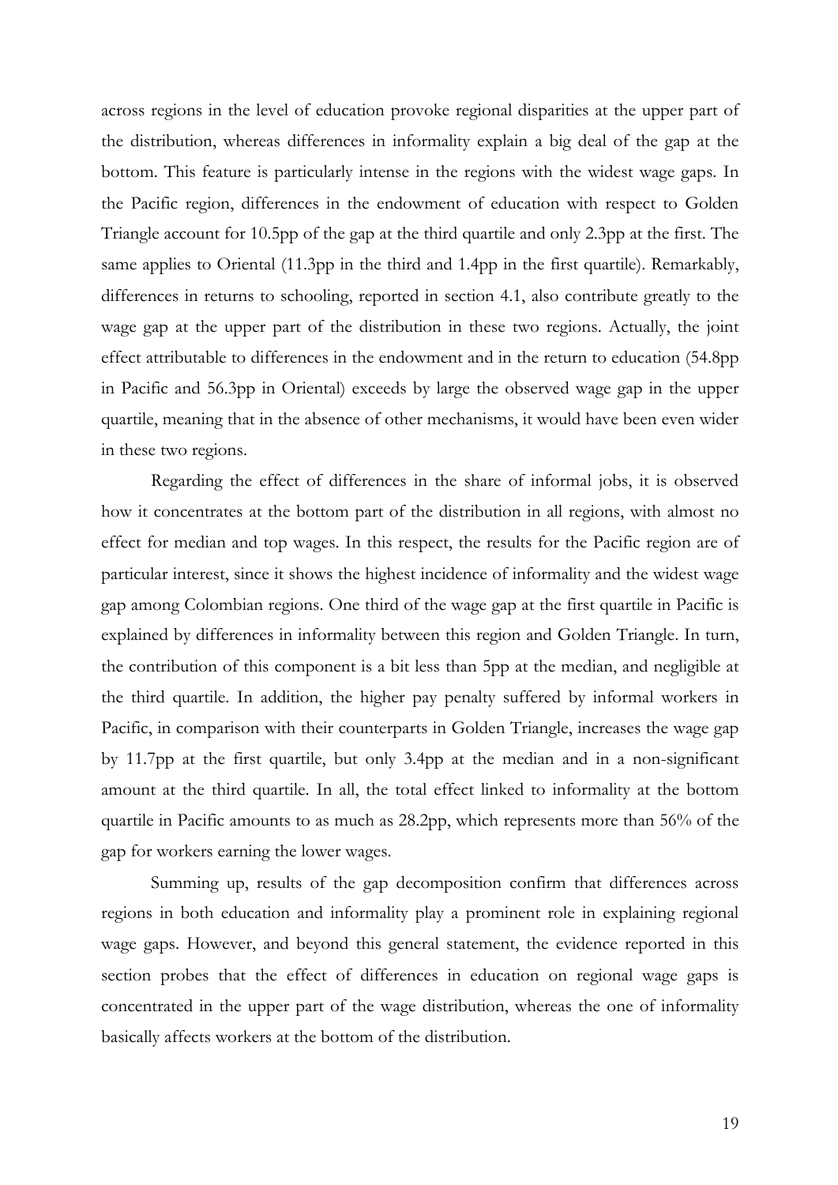across regions in the level of education provoke regional disparities at the upper part of the distribution, whereas differences in informality explain a big deal of the gap at the bottom. This feature is particularly intense in the regions with the widest wage gaps. In the Pacific region, differences in the endowment of education with respect to Golden Triangle account for 10.5pp of the gap at the third quartile and only 2.3pp at the first. The same applies to Oriental (11.3pp in the third and 1.4pp in the first quartile). Remarkably, differences in returns to schooling, reported in section 4.1, also contribute greatly to the wage gap at the upper part of the distribution in these two regions. Actually, the joint effect attributable to differences in the endowment and in the return to education (54.8pp in Pacific and 56.3pp in Oriental) exceeds by large the observed wage gap in the upper quartile, meaning that in the absence of other mechanisms, it would have been even wider in these two regions.

Regarding the effect of differences in the share of informal jobs, it is observed how it concentrates at the bottom part of the distribution in all regions, with almost no effect for median and top wages. In this respect, the results for the Pacific region are of particular interest, since it shows the highest incidence of informality and the widest wage gap among Colombian regions. One third of the wage gap at the first quartile in Pacific is explained by differences in informality between this region and Golden Triangle. In turn, the contribution of this component is a bit less than 5pp at the median, and negligible at the third quartile. In addition, the higher pay penalty suffered by informal workers in Pacific, in comparison with their counterparts in Golden Triangle, increases the wage gap by 11.7pp at the first quartile, but only 3.4pp at the median and in a non-significant amount at the third quartile. In all, the total effect linked to informality at the bottom quartile in Pacific amounts to as much as 28.2pp, which represents more than 56% of the gap for workers earning the lower wages.

Summing up, results of the gap decomposition confirm that differences across regions in both education and informality play a prominent role in explaining regional wage gaps. However, and beyond this general statement, the evidence reported in this section probes that the effect of differences in education on regional wage gaps is concentrated in the upper part of the wage distribution, whereas the one of informality basically affects workers at the bottom of the distribution.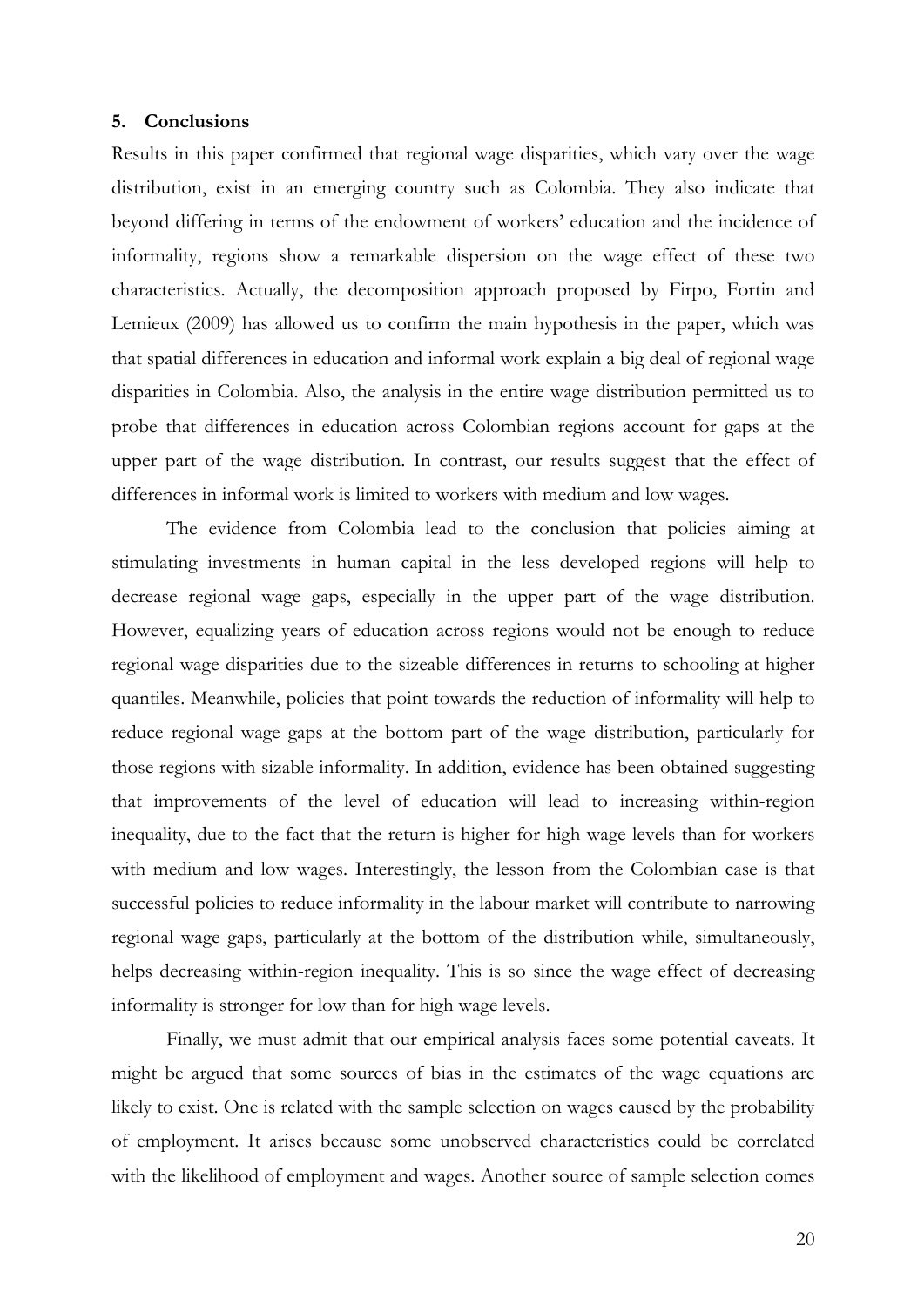## 5. Conclusions

Results in this paper confirmed that regional wage disparities, which vary over the wage distribution, exist in an emerging country such as Colombia. They also indicate that beyond differing in terms of the endowment of workers' education and the incidence of informality, regions show a remarkable dispersion on the wage effect of these two characteristics. Actually, the decomposition approach proposed by Firpo, Fortin and Lemieux (2009) has allowed us to confirm the main hypothesis in the paper, which was that spatial differences in education and informal work explain a big deal of regional wage disparities in Colombia. Also, the analysis in the entire wage distribution permitted us to probe that differences in education across Colombian regions account for gaps at the upper part of the wage distribution. In contrast, our results suggest that the effect of differences in informal work is limited to workers with medium and low wages.

The evidence from Colombia lead to the conclusion that policies aiming at stimulating investments in human capital in the less developed regions will help to decrease regional wage gaps, especially in the upper part of the wage distribution. However, equalizing years of education across regions would not be enough to reduce regional wage disparities due to the sizeable differences in returns to schooling at higher quantiles. Meanwhile, policies that point towards the reduction of informality will help to reduce regional wage gaps at the bottom part of the wage distribution, particularly for those regions with sizable informality. In addition, evidence has been obtained suggesting that improvements of the level of education will lead to increasing within-region inequality, due to the fact that the return is higher for high wage levels than for workers with medium and low wages. Interestingly, the lesson from the Colombian case is that successful policies to reduce informality in the labour market will contribute to narrowing regional wage gaps, particularly at the bottom of the distribution while, simultaneously, helps decreasing within-region inequality. This is so since the wage effect of decreasing informality is stronger for low than for high wage levels.

Finally, we must admit that our empirical analysis faces some potential caveats. It might be argued that some sources of bias in the estimates of the wage equations are likely to exist. One is related with the sample selection on wages caused by the probability of employment. It arises because some unobserved characteristics could be correlated with the likelihood of employment and wages. Another source of sample selection comes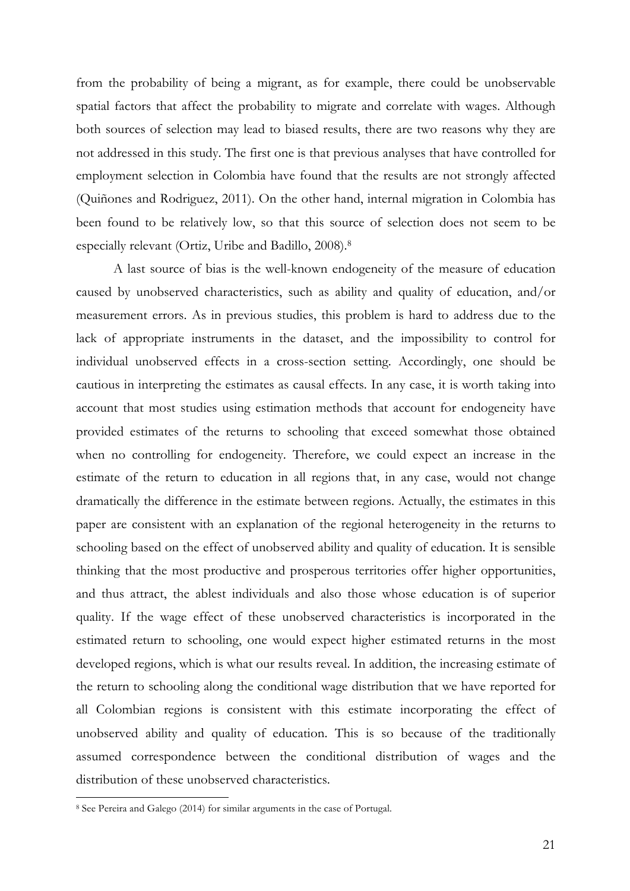from the probability of being a migrant, as for example, there could be unobservable spatial factors that affect the probability to migrate and correlate with wages. Although both sources of selection may lead to biased results, there are two reasons why they are not addressed in this study. The first one is that previous analyses that have controlled for employment selection in Colombia have found that the results are not strongly affected (Quiñones and Rodriguez, 2011). On the other hand, internal migration in Colombia has been found to be relatively low, so that this source of selection does not seem to be especially relevant (Ortiz, Uribe and Badillo, 2008).[8]

A last source of bias is the well-known endogeneity of the measure of education caused by unobserved characteristics, such as ability and quality of education, and/or measurement errors. As in previous studies, this problem is hard to address due to the lack of appropriate instruments in the dataset, and the impossibility to control for individual unobserved effects in a cross-section setting. Accordingly, one should be cautious in interpreting the estimates as causal effects. In any case, it is worth taking into account that most studies using estimation methods that account for endogeneity have provided estimates of the returns to schooling that exceed somewhat those obtained when no controlling for endogeneity. Therefore, we could expect an increase in the estimate of the return to education in all regions that, in any case, would not change dramatically the difference in the estimate between regions. Actually, the estimates in this paper are consistent with an explanation of the regional heterogeneity in the returns to schooling based on the effect of unobserved ability and quality of education. It is sensible thinking that the most productive and prosperous territories offer higher opportunities, and thus attract, the ablest individuals and also those whose education is of superior quality. If the wage effect of these unobserved characteristics is incorporated in the estimated return to schooling, one would expect higher estimated returns in the most developed regions, which is what our results reveal. In addition, the increasing estimate of the return to schooling along the conditional wage distribution that we have reported for all Colombian regions is consistent with this estimate incorporating the effect of unobserved ability and quality of education. This is so because of the traditionally assumed correspondence between the conditional distribution of wages and the distribution of these unobserved characteristics.

---

[8] See Pereira and Galego (2014) for similar arguments in the case of Portugal.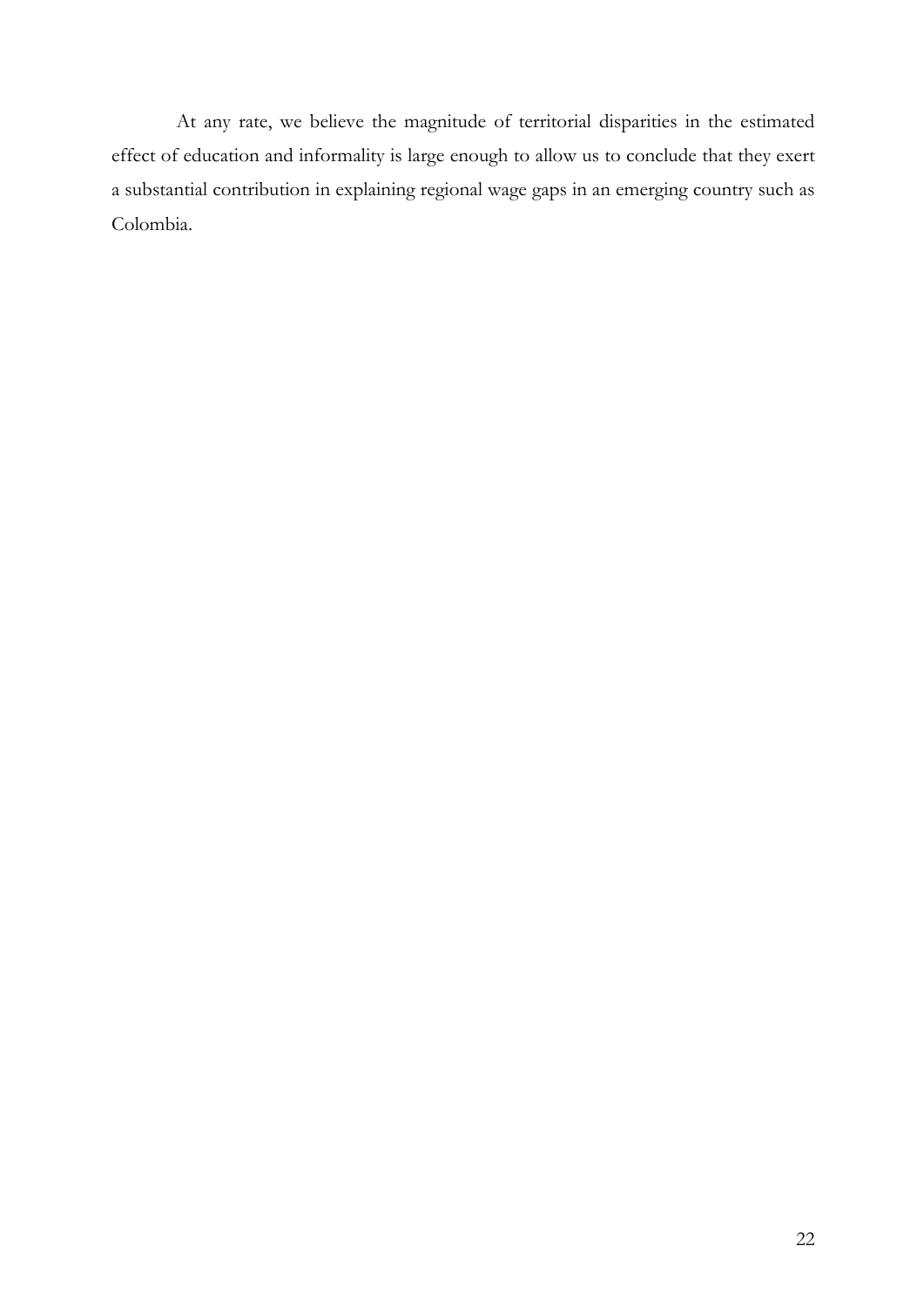At any rate, we believe the magnitude of territorial disparities in the estimated effect of education and informality is large enough to allow us to conclude that they exert a substantial contribution in explaining regional wage gaps in an emerging country such as Colombia.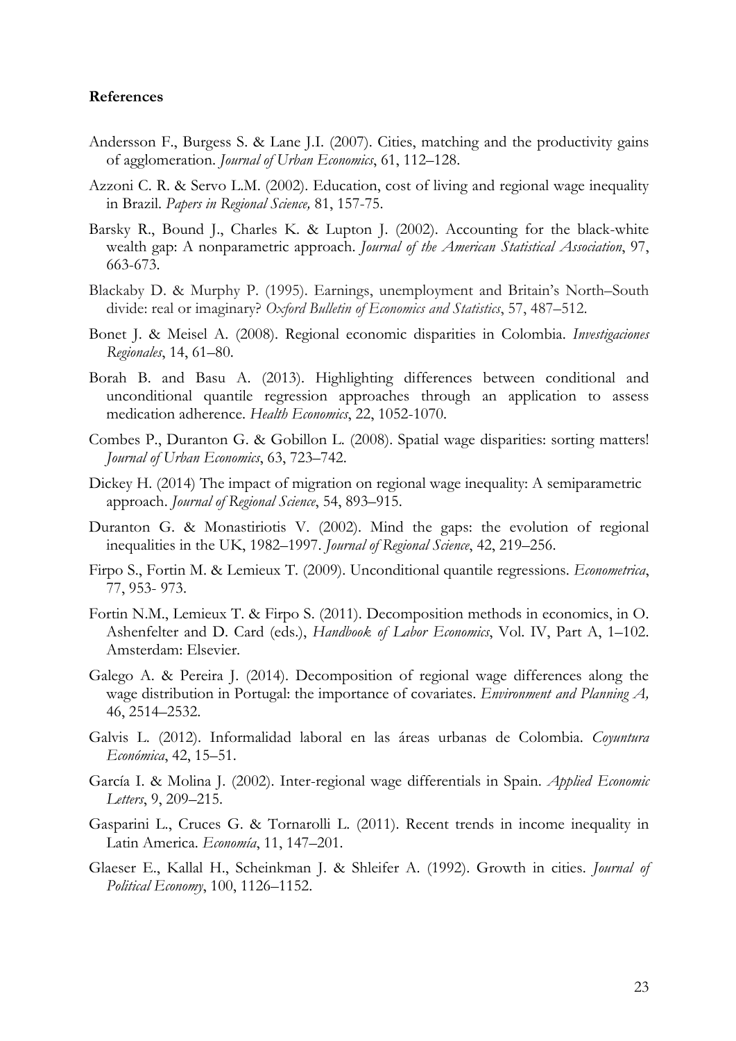**References**

Andersson F., Burgess S. & Lane J.I. (2007). Cities, matching and the productivity gains of agglomeration. *Journal of Urban Economics*, 61, 112–128.

Azzoni C. R. & Servo L.M. (2002). Education, cost of living and regional wage inequality in Brazil. *Papers in Regional Science,* 81, 157-75.

Barsky R., Bound J., Charles K. & Lupton J. (2002). Accounting for the black-white wealth gap: A nonparametric approach. *Journal of the American Statistical Association*, 97, 663-673.

Blackaby D. & Murphy P. (1995). Earnings, unemployment and Britain's North–South divide: real or imaginary? *Oxford Bulletin of Economics and Statistics*, 57, 487–512.

Bonet J. & Meisel A. (2008). Regional economic disparities in Colombia. *Investigaciones Regionales*, 14, 61–80.

Borah B. and Basu A. (2013). Highlighting differences between conditional and unconditional quantile regression approaches through an application to assess medication adherence. *Health Economics*, 22, 1052-1070.

Combes P., Duranton G. & Gobillon L. (2008). Spatial wage disparities: sorting matters! *Journal of Urban Economics*, 63, 723–742.

Dickey H. (2014) The impact of migration on regional wage inequality: A semiparametric approach. *Journal of Regional Science*, 54, 893–915.

Duranton G. & Monastiriotis V. (2002). Mind the gaps: the evolution of regional inequalities in the UK, 1982–1997. *Journal of Regional Science*, 42, 219–256.

Firpo S., Fortin M. & Lemieux T. (2009). Unconditional quantile regressions. *Econometrica*, 77, 953- 973.

Fortin N.M., Lemieux T. & Firpo S. (2011). Decomposition methods in economics, in O. Ashenfelter and D. Card (eds.), *Handbook of Labor Economics*, Vol. IV, Part A, 1–102. Amsterdam: Elsevier.

Galego A. & Pereira J. (2014). Decomposition of regional wage differences along the wage distribution in Portugal: the importance of covariates. *Environment and Planning A,* 46, 2514–2532.

Galvis L. (2012). Informalidad laboral en las áreas urbanas de Colombia. *Coyuntura Económica*, 42, 15–51.

García I. & Molina J. (2002). Inter-regional wage differentials in Spain. *Applied Economic Letters*, 9, 209–215.

Gasparini L., Cruces G. & Tornarolli L. (2011). Recent trends in income inequality in Latin America. *Economía*, 11, 147–201.

Glaeser E., Kallal H., Scheinkman J. & Shleifer A. (1992). Growth in cities. *Journal of Political Economy*, 100, 1126–1152.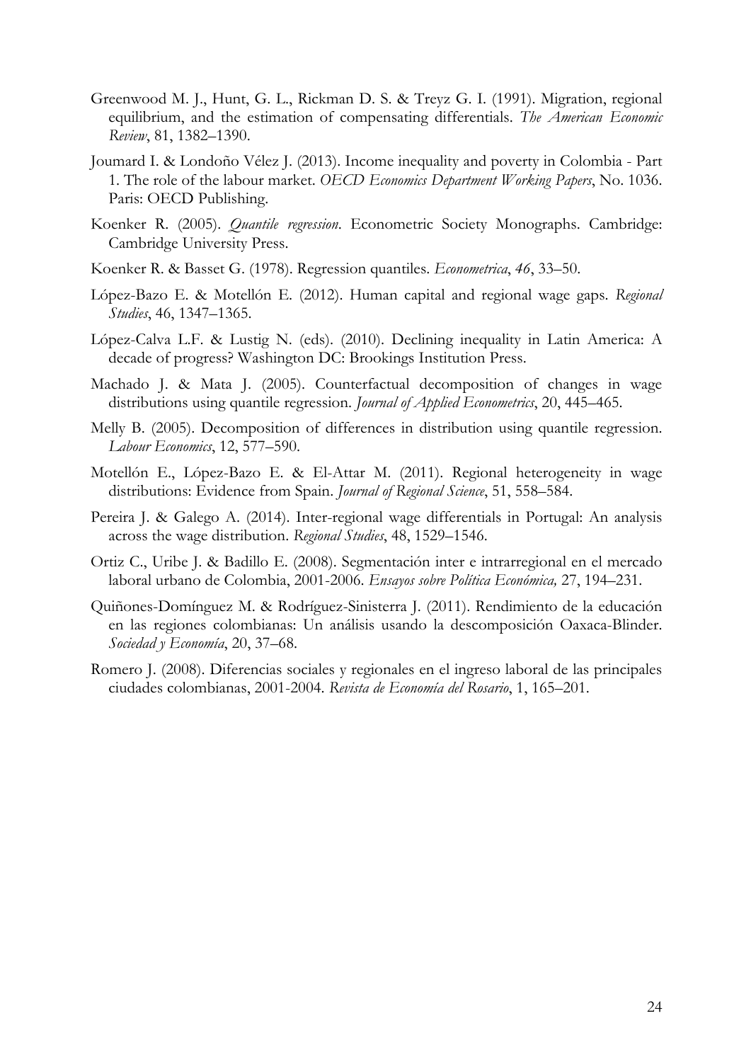Greenwood M. J., Hunt, G. L., Rickman D. S. & Treyz G. I. (1991). Migration, regional equilibrium, and the estimation of compensating differentials. *The American Economic Review*, 81, 1382–1390.

Joumard I. & Londoño Vélez J. (2013). Income inequality and poverty in Colombia - Part 1. The role of the labour market. *OECD Economics Department Working Papers*, No. 1036. Paris: OECD Publishing.

Koenker R. (2005). *Quantile regression*. Econometric Society Monographs. Cambridge: Cambridge University Press.

Koenker R. & Basset G. (1978). Regression quantiles. *Econometrica*, *46*, 33–50.

López-Bazo E. & Motellón E. (2012). Human capital and regional wage gaps. *Regional Studies*, 46, 1347–1365.

López-Calva L.F. & Lustig N. (eds). (2010). Declining inequality in Latin America: A decade of progress? Washington DC: Brookings Institution Press.

Machado J. & Mata J. (2005). Counterfactual decomposition of changes in wage distributions using quantile regression. *Journal of Applied Econometrics*, 20, 445–465.

Melly B. (2005). Decomposition of differences in distribution using quantile regression. *Labour Economics*, 12, 577–590.

Motellón E., López-Bazo E. & El-Attar M. (2011). Regional heterogeneity in wage distributions: Evidence from Spain. *Journal of Regional Science*, 51, 558–584.

Pereira J. & Galego A. (2014). Inter-regional wage differentials in Portugal: An analysis across the wage distribution. *Regional Studies*, 48, 1529–1546.

Ortiz C., Uribe J. & Badillo E. (2008). Segmentación inter e intrarregional en el mercado laboral urbano de Colombia, 2001-2006. *Ensayos sobre Política Económica,* 27, 194–231.

Quiñones-Domínguez M. & Rodríguez-Sinisterra J. (2011). Rendimiento de la educación en las regiones colombianas: Un análisis usando la descomposición Oaxaca-Blinder. *Sociedad y Economía*, 20, 37–68.

Romero J. (2008). Diferencias sociales y regionales en el ingreso laboral de las principales ciudades colombianas, 2001-2004. *Revista de Economía del Rosario*, 1, 165–201.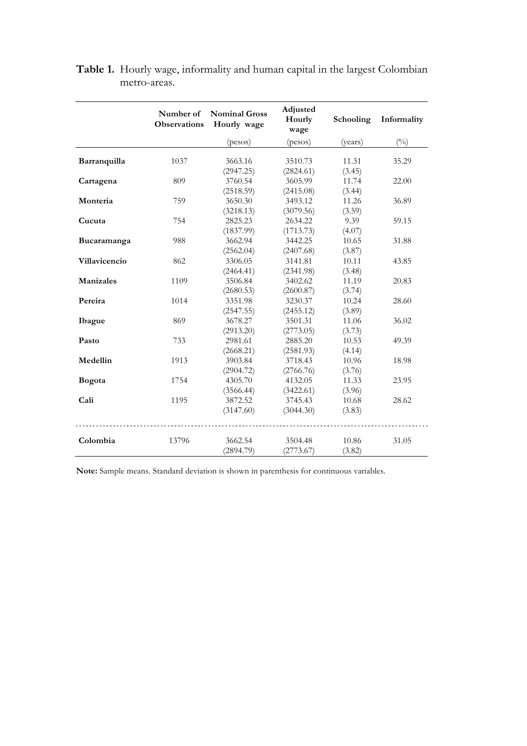**Table 1.** Hourly wage, informality and human capital in the largest Colombian metro-areas.

| | Number of Observations | Nominal Gross Hourly wage | Adjusted Hourly wage | Schooling | Informality |
|---|---|---|---|---|---|
| | | (pesos) | (pesos) | (years) | (%) |
| **Barranquilla** | 1037 | 3663.16 | 3510.73 | 11.31 | 35.29 |
| | | (2947.25) | (2824.61) | (3.45) | |
| **Cartagena** | 809 | 3760.54 | 3605.99 | 11.74 | 22.00 |
| | | (2518.59) | (2415.08) | (3.44) | |
| **Monteria** | 759 | 3650.30 | 3493.12 | 11.26 | 36.89 |
| | | (3218.13) | (3079.56) | (3.59) | |
| **Cucuta** | 754 | 2825.23 | 2634.22 | 9.39 | 59.15 |
| | | (1837.99) | (1713.73) | (4.07) | |
| **Bucaramanga** | 988 | 3662.94 | 3442.25 | 10.65 | 31.88 |
| | | (2562.04) | (2407.68) | (3.87) | |
| **Villavicencio** | 862 | 3306.05 | 3141.81 | 10.11 | 43.85 |
| | | (2464.41) | (2341.98) | (3.48) | |
| **Manizales** | 1109 | 3506.84 | 3402.62 | 11.19 | 20.83 |
| | | (2680.53) | (2600.87) | (3.74) | |
| **Pereira** | 1014 | 3351.98 | 3230.37 | 10.24 | 28.60 |
| | | (2547.55) | (2455.12) | (3.89) | |
| **Ibague** | 869 | 3678.27 | 3501.31 | 11.06 | 36.02 |
| | | (2913.20) | (2773.05) | (3.73) | |
| **Pasto** | 733 | 2981.61 | 2885.20 | 10.53 | 49.39 |
| | | (2668.21) | (2581.93) | (4.14) | |
| **Medellin** | 1913 | 3903.84 | 3718.43 | 10.96 | 18.98 |
| | | (2904.72) | (2766.76) | (3.76) | |
| **Bogota** | 1754 | 4305.70 | 4132.05 | 11.33 | 23.95 |
| | | (3566.44) | (3422.61) | (3.96) | |
| **Cali** | 1195 | 3872.52 | 3745.43 | 10.68 | 28.62 |
| | | (3147.60) | (3044.30) | (3.83) | |
| **Colombia** | 13796 | 3662.54 | 3504.48 | 10.86 | 31.05 |
| | | (2894.79) | (2773.67) | (3.82) | |

**Note:** Sample means. Standard deviation is shown in parenthesis for continuous variables.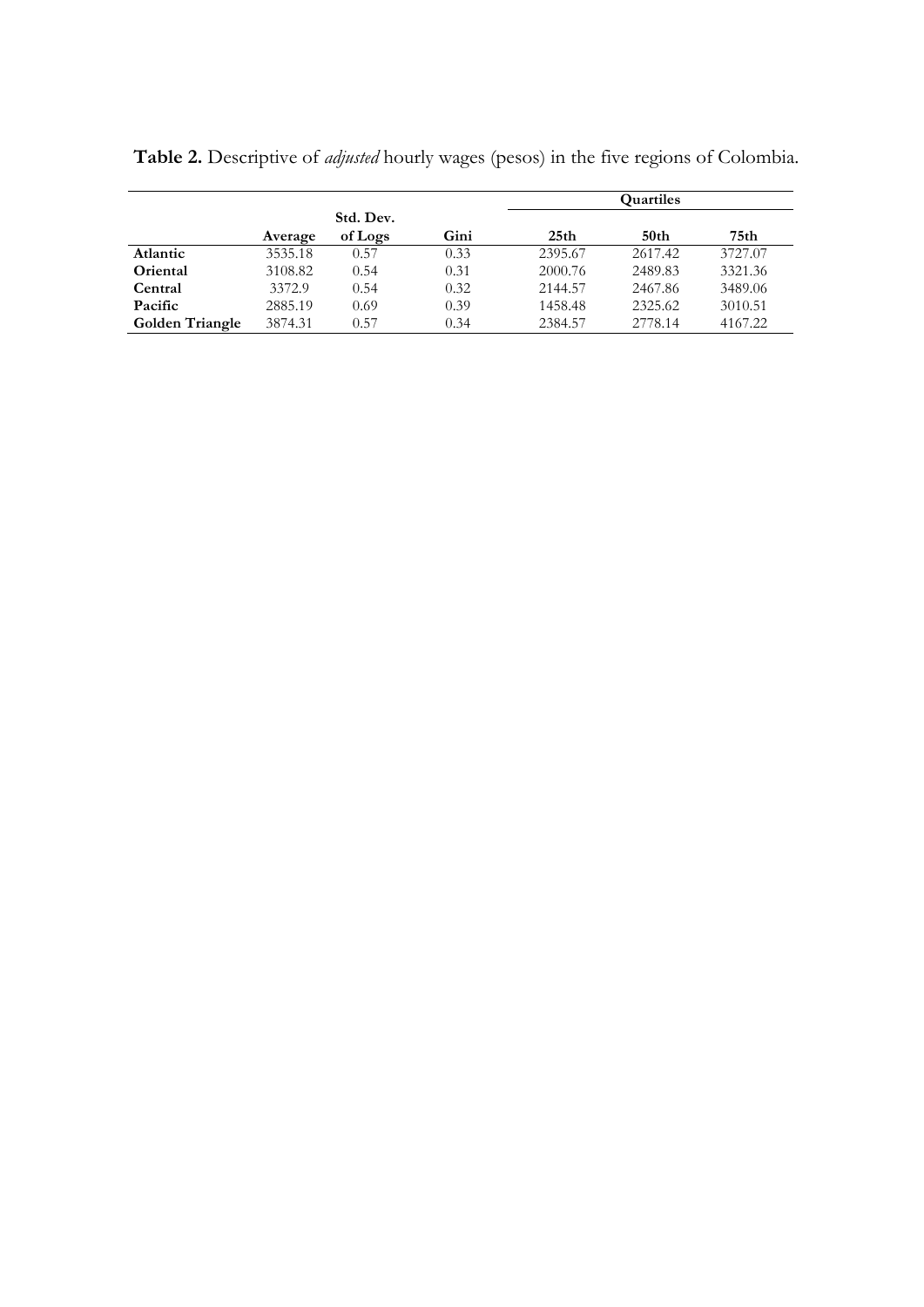**Table 2.** Descriptive of *adjusted* hourly wages (pesos) in the five regions of Colombia.

| | Average | Std. Dev. of Logs | Gini | Quartiles | | |
|---|---|---|---|---|---|---|
| | | | | **25th** | **50th** | **75th** |
| **Atlantic** | 3535.18 | 0.57 | 0.33 | 2395.67 | 2617.42 | 3727.07 |
| **Oriental** | 3108.82 | 0.54 | 0.31 | 2000.76 | 2489.83 | 3321.36 |
| **Central** | 3372.9 | 0.54 | 0.32 | 2144.57 | 2467.86 | 3489.06 |
| **Pacific** | 2885.19 | 0.69 | 0.39 | 1458.48 | 2325.62 | 3010.51 |
| **Golden Triangle** | 3874.31 | 0.57 | 0.34 | 2384.57 | 2778.14 | 4167.22 |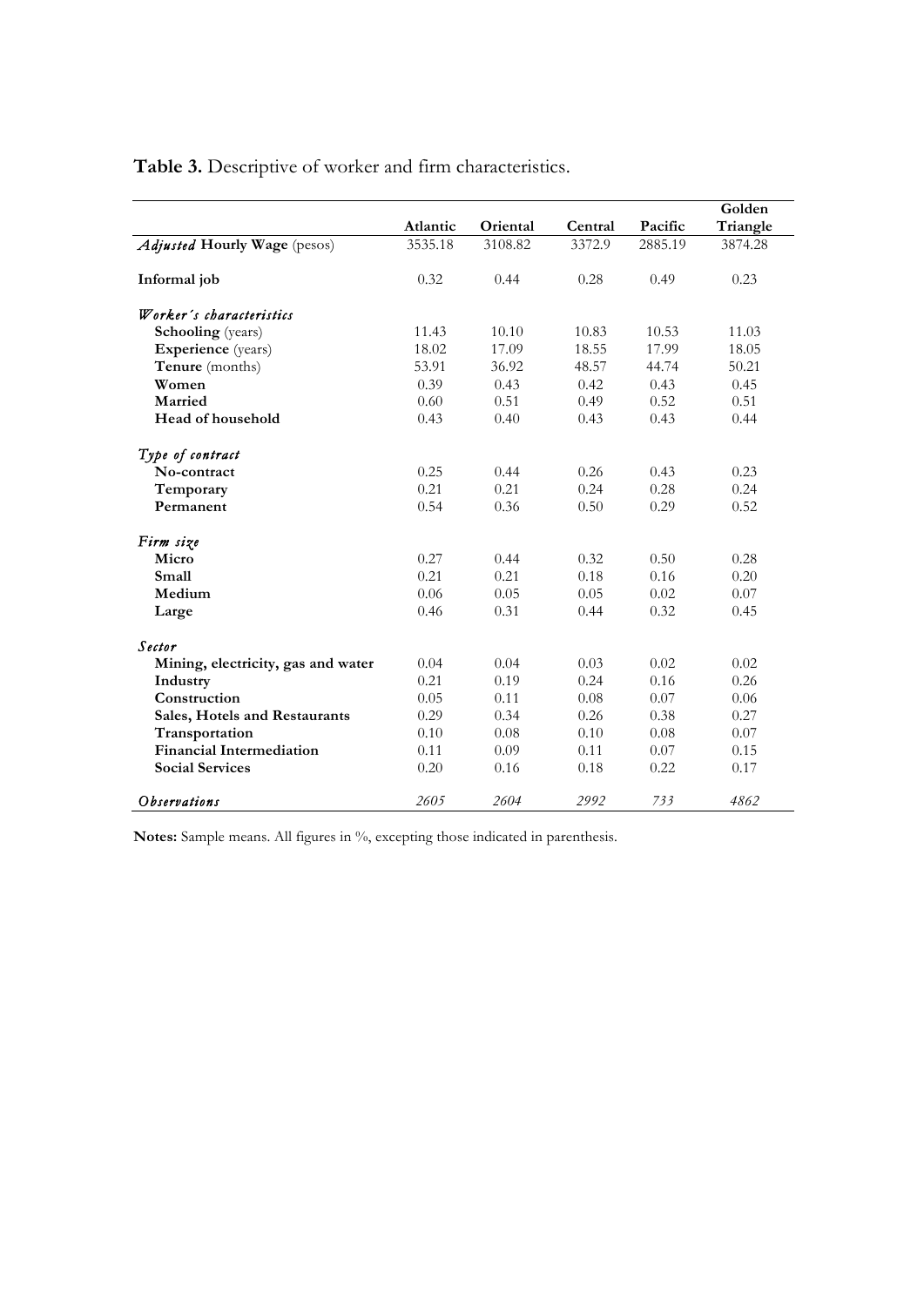**Table 3.** Descriptive of worker and firm characteristics.

| | Atlantic | Oriental | Central | Pacific | Golden Triangle |
|---|---|---|---|---|---|
| *Adjusted* **Hourly Wage** (pesos) | 3535.18 | 3108.82 | 3372.9 | 2885.19 | 3874.28 |
| **Informal job** | 0.32 | 0.44 | 0.28 | 0.49 | 0.23 |
| *Worker´s characteristics* | | | | | |
| **Schooling** (years) | 11.43 | 10.10 | 10.83 | 10.53 | 11.03 |
| **Experience** (years) | 18.02 | 17.09 | 18.55 | 17.99 | 18.05 |
| **Tenure** (months) | 53.91 | 36.92 | 48.57 | 44.74 | 50.21 |
| **Women** | 0.39 | 0.43 | 0.42 | 0.43 | 0.45 |
| **Married** | 0.60 | 0.51 | 0.49 | 0.52 | 0.51 |
| **Head of household** | 0.43 | 0.40 | 0.43 | 0.43 | 0.44 |
| *Type of contract* | | | | | |
| **No-contract** | 0.25 | 0.44 | 0.26 | 0.43 | 0.23 |
| **Temporary** | 0.21 | 0.21 | 0.24 | 0.28 | 0.24 |
| **Permanent** | 0.54 | 0.36 | 0.50 | 0.29 | 0.52 |
| *Firm size* | | | | | |
| **Micro** | 0.27 | 0.44 | 0.32 | 0.50 | 0.28 |
| **Small** | 0.21 | 0.21 | 0.18 | 0.16 | 0.20 |
| **Medium** | 0.06 | 0.05 | 0.05 | 0.02 | 0.07 |
| **Large** | 0.46 | 0.31 | 0.44 | 0.32 | 0.45 |
| *Sector* | | | | | |
| **Mining, electricity, gas and water** | 0.04 | 0.04 | 0.03 | 0.02 | 0.02 |
| **Industry** | 0.21 | 0.19 | 0.24 | 0.16 | 0.26 |
| **Construction** | 0.05 | 0.11 | 0.08 | 0.07 | 0.06 |
| **Sales, Hotels and Restaurants** | 0.29 | 0.34 | 0.26 | 0.38 | 0.27 |
| **Transportation** | 0.10 | 0.08 | 0.10 | 0.08 | 0.07 |
| **Financial Intermediation** | 0.11 | 0.09 | 0.11 | 0.07 | 0.15 |
| **Social Services** | 0.20 | 0.16 | 0.18 | 0.22 | 0.17 |
| *Observations* | *2605* | *2604* | *2992* | *733* | *4862* |

**Notes:** Sample means. All figures in %, excepting those indicated in parenthesis.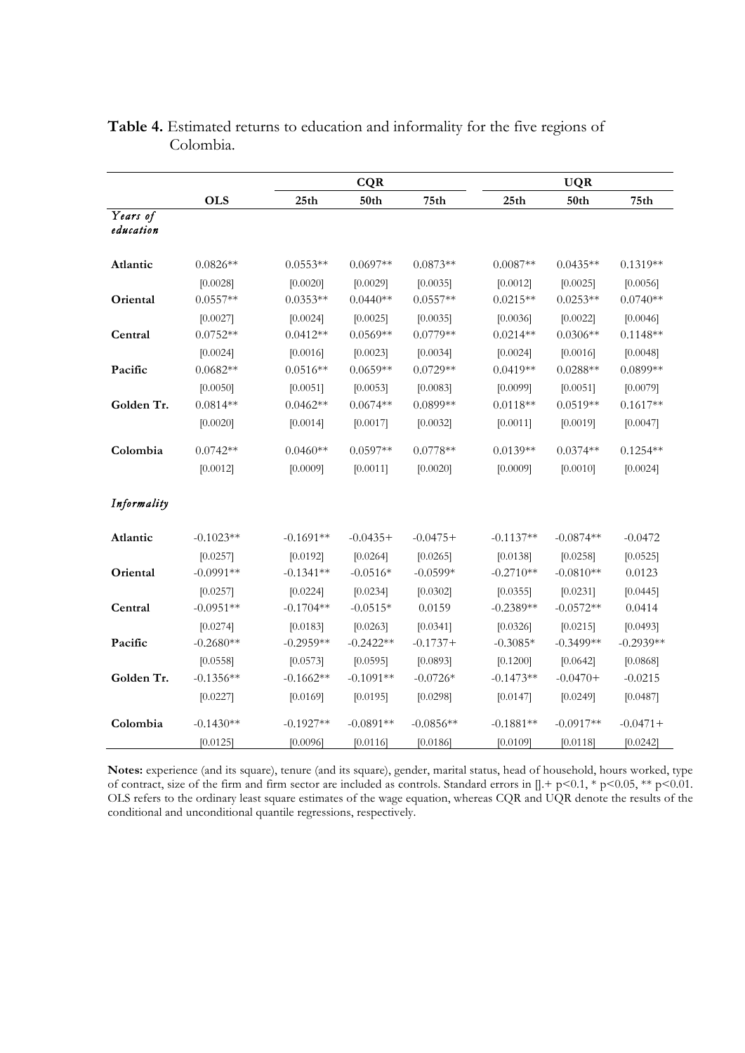**Table 4.** Estimated returns to education and informality for the five regions of Colombia.

| | | CQR | | | UQR | | |
|---|---|---|---|---|---|---|---|
| | **OLS** | **25th** | **50th** | **75th** | **25th** | **50th** | **75th** |
| *Years of education* | | | | | | | |
| **Atlantic** | 0.0826** | 0.0553** | 0.0697** | 0.0873** | 0.0087** | 0.0435** | 0.1319** |
| | [0.0028] | [0.0020] | [0.0029] | [0.0035] | [0.0012] | [0.0025] | [0.0056] |
| **Oriental** | 0.0557** | 0.0353** | 0.0440** | 0.0557** | 0.0215** | 0.0253** | 0.0740** |
| | [0.0027] | [0.0024] | [0.0025] | [0.0035] | [0.0036] | [0.0022] | [0.0046] |
| **Central** | 0.0752** | 0.0412** | 0.0569** | 0.0779** | 0.0214** | 0.0306** | 0.1148** |
| | [0.0024] | [0.0016] | [0.0023] | [0.0034] | [0.0024] | [0.0016] | [0.0048] |
| **Pacific** | 0.0682** | 0.0516** | 0.0659** | 0.0729** | 0.0419** | 0.0288** | 0.0899** |
| | [0.0050] | [0.0051] | [0.0053] | [0.0083] | [0.0099] | [0.0051] | [0.0079] |
| **Golden Tr.** | 0.0814** | 0.0462** | 0.0674** | 0.0899** | 0.0118** | 0.0519** | 0.1617** |
| | [0.0020] | [0.0014] | [0.0017] | [0.0032] | [0.0011] | [0.0019] | [0.0047] |
| **Colombia** | 0.0742** | 0.0460** | 0.0597** | 0.0778** | 0.0139** | 0.0374** | 0.1254** |
| | [0.0012] | [0.0009] | [0.0011] | [0.0020] | [0.0009] | [0.0010] | [0.0024] |
| *Informality* | | | | | | | |
| **Atlantic** | -0.1023** | -0.1691** | -0.0435+ | -0.0475+ | -0.1137** | -0.0874** | -0.0472 |
| | [0.0257] | [0.0192] | [0.0264] | [0.0265] | [0.0138] | [0.0258] | [0.0525] |
| **Oriental** | -0.0991** | -0.1341** | -0.0516* | -0.0599* | -0.2710** | -0.0810** | 0.0123 |
| | [0.0257] | [0.0224] | [0.0234] | [0.0302] | [0.0355] | [0.0231] | [0.0445] |
| **Central** | -0.0951** | -0.1704** | -0.0515* | 0.0159 | -0.2389** | -0.0572** | 0.0414 |
| | [0.0274] | [0.0183] | [0.0263] | [0.0341] | [0.0326] | [0.0215] | [0.0493] |
| **Pacific** | -0.2680** | -0.2959** | -0.2422** | -0.1737+ | -0.3085* | -0.3499** | -0.2939** |
| | [0.0558] | [0.0573] | [0.0595] | [0.0893] | [0.1200] | [0.0642] | [0.0868] |
| **Golden Tr.** | -0.1356** | -0.1662** | -0.1091** | -0.0726* | -0.1473** | -0.0470+ | -0.0215 |
| | [0.0227] | [0.0169] | [0.0195] | [0.0298] | [0.0147] | [0.0249] | [0.0487] |
| **Colombia** | -0.1430** | -0.1927** | -0.0891** | -0.0856** | -0.1881** | -0.0917** | -0.0471+ |
| | [0.0125] | [0.0096] | [0.0116] | [0.0186] | [0.0109] | [0.0118] | [0.0242] |

**Notes:** experience (and its square), tenure (and its square), gender, marital status, head of household, hours worked, type of contract, size of the firm and firm sector are included as controls. Standard errors in [].+ $p<0.1$, * $p<0.05$, ** $p<0.01$. OLS refers to the ordinary least square estimates of the wage equation, whereas CQR and UQR denote the results of the conditional and unconditional quantile regressions, respectively.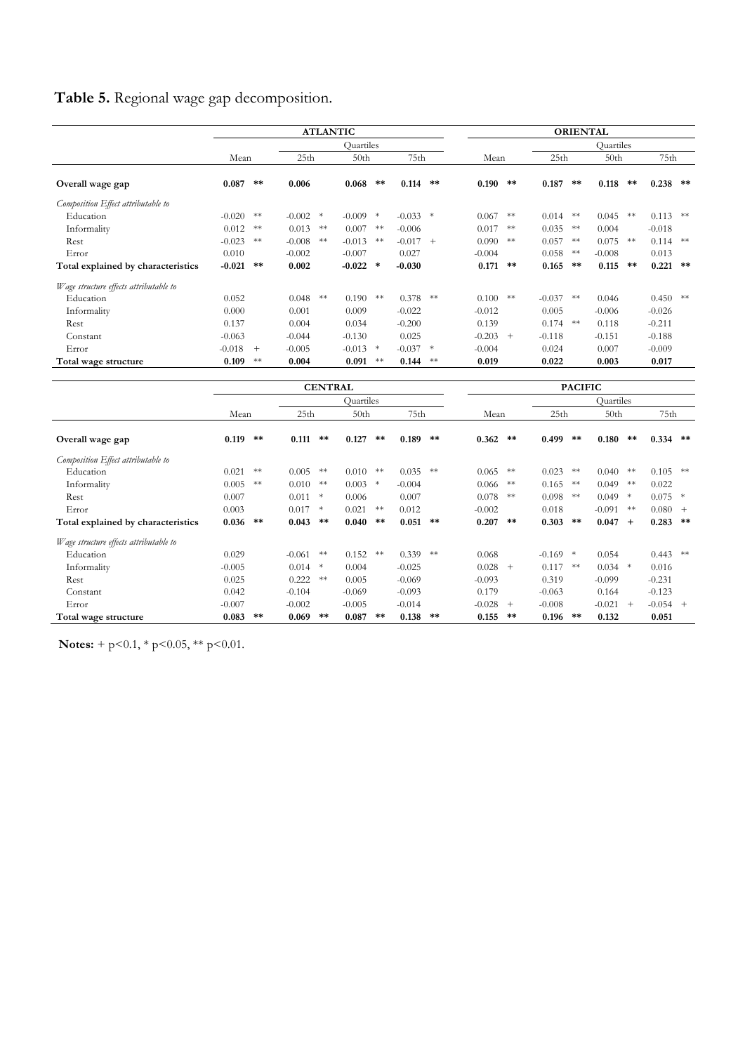# **Table 5.** Regional wage gap decomposition.

| | ATLANTIC | | | | | | | | ORIENTAL | | | | | | | |
|---|---|---|---|---|---|---|---|---|---|---|---|---|---|---|---|---|
| | | | Quartiles | | | | | | | | Quartiles | | | | | |
| | Mean | | 25th | | 50th | | 75th | | Mean | | 25th | | 50th | | 75th | |
| **Overall wage gap** | **0.087** | ** | **0.006** | | **0.068** | ** | **0.114** | ** | **0.190** | ** | **0.187** | ** | **0.118** | ** | **0.238** | ** |
| *Composition Effect attributable to* | | | | | | | | | | | | | | | | |
| Education | -0.020 | ** | -0.002 | * | -0.009 | * | -0.033 | * | 0.067 | ** | 0.014 | ** | 0.045 | ** | 0.113 | ** |
| Informality | 0.012 | ** | 0.013 | ** | 0.007 | ** | -0.006 | | 0.017 | ** | 0.035 | ** | 0.004 | | -0.018 | |
| Rest | -0.023 | ** | -0.008 | ** | -0.013 | ** | -0.017 | + | 0.090 | ** | 0.057 | ** | 0.075 | ** | 0.114 | ** |
| Error | 0.010 | | -0.002 | | -0.007 | | 0.027 | | -0.004 | | 0.058 | ** | -0.008 | | 0.013 | |
| **Total explained by characteristics** | **-0.021** | ** | **0.002** | | **-0.022** | * | **-0.030** | | **0.171** | ** | **0.165** | ** | **0.115** | ** | **0.221** | ** |
| *Wage structure effects attributable to* | | | | | | | | | | | | | | | | |
| Education | 0.052 | | 0.048 | ** | 0.190 | ** | 0.378 | ** | 0.100 | ** | -0.037 | ** | 0.046 | | 0.450 | ** |
| Informality | 0.000 | | 0.001 | | 0.009 | | -0.022 | | -0.012 | | 0.005 | | -0.006 | | -0.026 | |
| Rest | 0.137 | | 0.004 | | 0.034 | | -0.200 | | 0.139 | | 0.174 | ** | 0.118 | | -0.211 | |
| Constant | -0.063 | | -0.044 | | -0.130 | | 0.025 | | -0.203 | + | -0.118 | | -0.151 | | -0.188 | |
| Error | -0.018 | + | -0.005 | | -0.013 | * | -0.037 | * | -0.004 | | 0.024 | | 0.007 | | -0.009 | |
| **Total wage structure** | **0.109** | ** | **0.004** | | **0.091** | ** | **0.144** | ** | **0.019** | | **0.022** | | **0.003** | | **0.017** | |

| | CENTRAL | | | | | | | | PACIFIC | | | | | | | |
|---|---|---|---|---|---|---|---|---|---|---|---|---|---|---|---|---|
| | | | Quartiles | | | | | | | | Quartiles | | | | | |
| | Mean | | 25th | | 50th | | 75th | | Mean | | 25th | | 50th | | 75th | |
| **Overall wage gap** | **0.119** | ** | **0.111** | ** | **0.127** | ** | **0.189** | ** | **0.362** | ** | **0.499** | ** | **0.180** | ** | **0.334** | ** |
| *Composition Effect attributable to* | | | | | | | | | | | | | | | | |
| Education | 0.021 | ** | 0.005 | ** | 0.010 | ** | 0.035 | ** | 0.065 | ** | 0.023 | ** | 0.040 | ** | 0.105 | ** |
| Informality | 0.005 | ** | 0.010 | ** | 0.003 | * | -0.004 | | 0.066 | ** | 0.165 | ** | 0.049 | ** | 0.022 | |
| Rest | 0.007 | | 0.011 | * | 0.006 | | 0.007 | | 0.078 | ** | 0.098 | ** | 0.049 | * | 0.075 | * |
| Error | 0.003 | | 0.017 | * | 0.021 | ** | 0.012 | | -0.002 | | 0.018 | | -0.091 | ** | 0.080 | + |
| **Total explained by characteristics** | **0.036** | ** | **0.043** | ** | **0.040** | ** | **0.051** | ** | **0.207** | ** | **0.303** | ** | **0.047** | + | **0.283** | ** |
| *Wage structure effects attributable to* | | | | | | | | | | | | | | | | |
| Education | 0.029 | | -0.061 | ** | 0.152 | ** | 0.339 | ** | 0.068 | | -0.169 | * | 0.054 | | 0.443 | ** |
| Informality | -0.005 | | 0.014 | * | 0.004 | | -0.025 | | 0.028 | + | 0.117 | ** | 0.034 | * | 0.016 | |
| Rest | 0.025 | | 0.222 | ** | 0.005 | | -0.069 | | -0.093 | | 0.319 | | -0.099 | | -0.231 | |
| Constant | 0.042 | | -0.104 | | -0.069 | | -0.093 | | 0.179 | | -0.063 | | 0.164 | | -0.123 | |
| Error | -0.007 | | -0.002 | | -0.005 | | -0.014 | | -0.028 | + | -0.008 | | -0.021 | + | -0.054 | + |
| **Total wage structure** | **0.083** | ** | **0.069** | ** | **0.087** | ** | **0.138** | ** | **0.155** | ** | **0.196** | ** | **0.132** | | **0.051** | |

**Notes:** + p<0.1, * p<0.05, ** p<0.01.